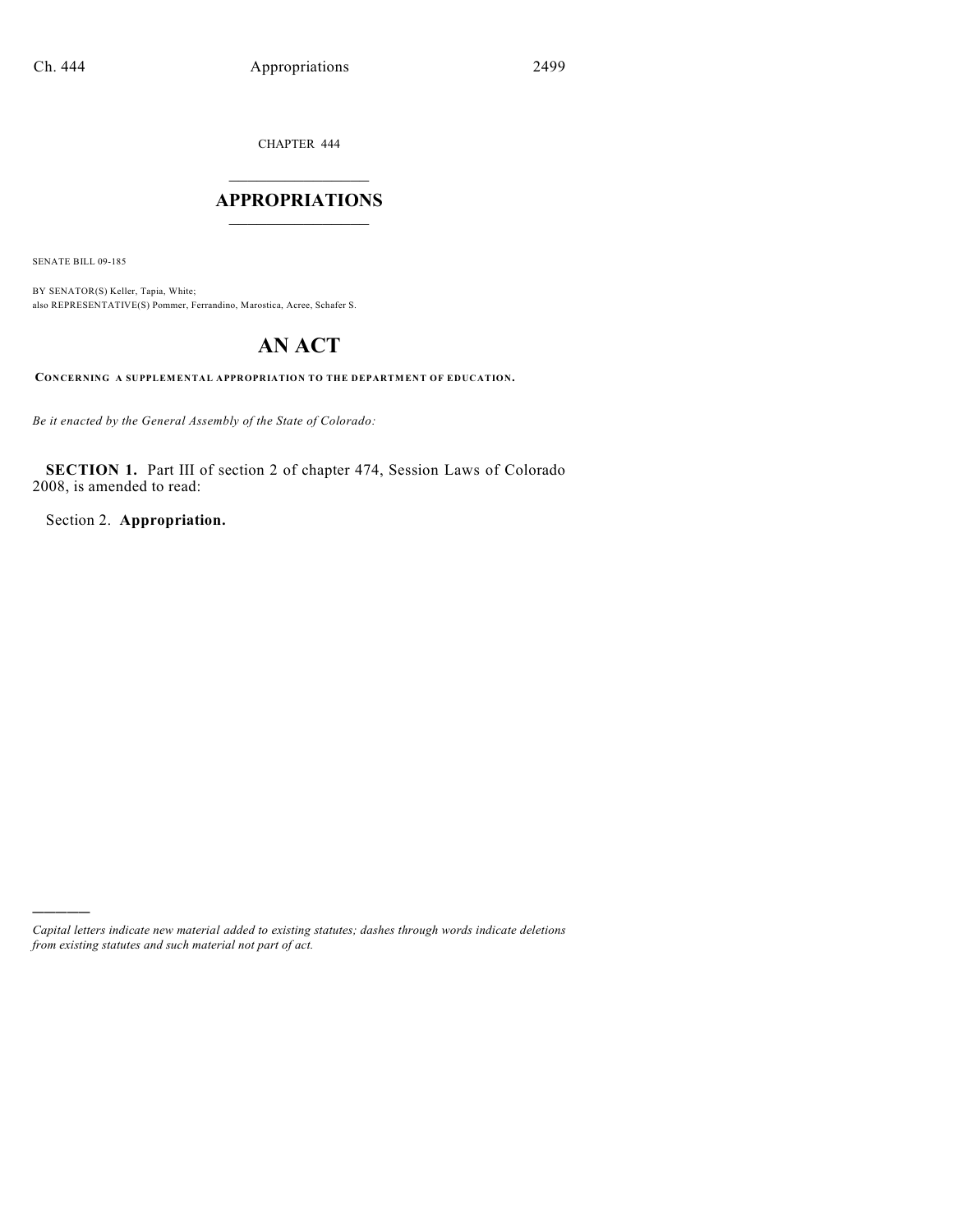CHAPTER 444

# APPROPRIATIONS

SENATE BILL 09-185

BY SENATOR(S) Keller, Tapia, White;
also REPRESENTATIVE(S) Pommer, Ferrandino, Marostica, Acree, Schafer S.

# AN ACT

**CONCERNING A SUPPLEMENTAL APPROPRIATION TO THE DEPARTMENT OF EDUCATION.**

*Be it enacted by the General Assembly of the State of Colorado:*

**SECTION 1.** Part III of section 2 of chapter 474, Session Laws of Colorado 2008, is amended to read:

Section 2. **Appropriation.**

*Capital letters indicate new material added to existing statutes; dashes through words indicate deletions from existing statutes and such material not part of act.*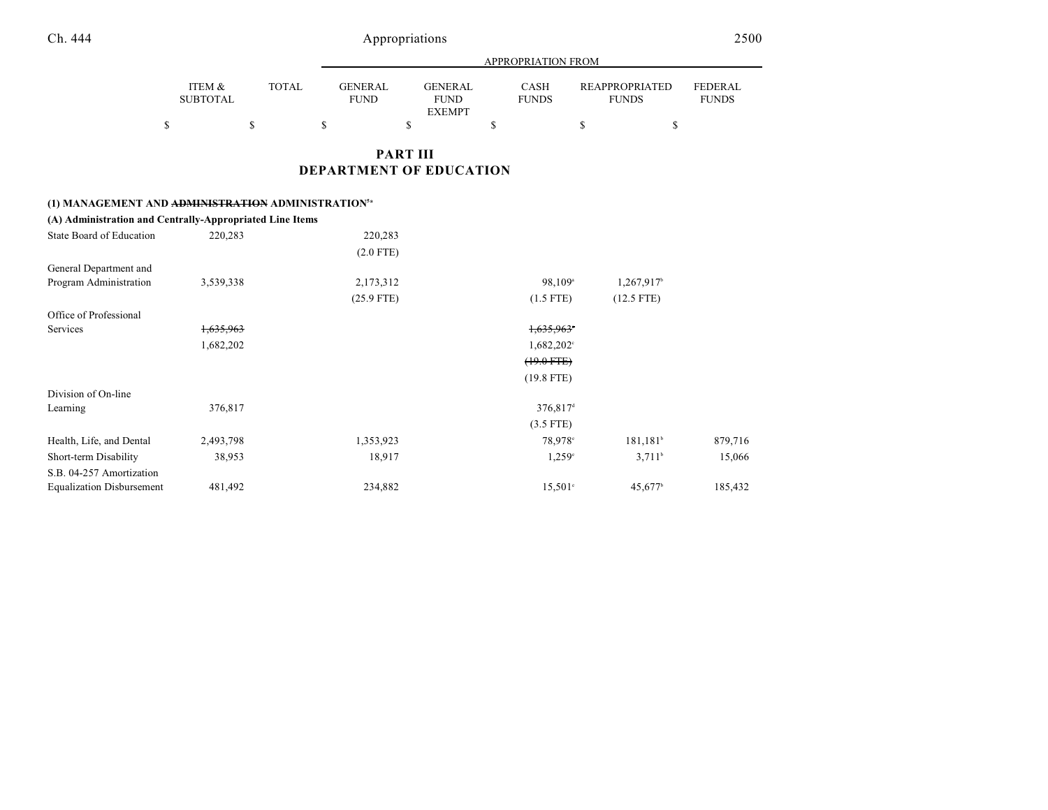## PART III
## DEPARTMENT OF EDUCATION

| | ITEM & SUBTOTAL | TOTAL | GENERAL FUND | GENERAL FUND EXEMPT | CASH FUNDS | REAPPROPRIATED FUNDS | FEDERAL FUNDS |
|---|---|---|---|---|---|---|---|
| | $ | $ | $ | $ | $ | $ | $ |
| **(1) MANAGEMENT AND ~~ADMINISTRATION~~ ADMINISTRATION[5a]** | | | | | | | |
| **(A) Administration and Centrally-Appropriated Line Items** | | | | | | | |
| State Board of Education | 220,283 | | 220,283 | | | | |
| | | | (2.0 FTE) | | | | |
| General Department and Program Administration | 3,539,338 | | 2,173,312 | | 98,109[a] | 1,267,917[b] | |
| | | | (25.9 FTE) | | (1.5 FTE) | (12.5 FTE) | |
| Office of Professional Services | ~~1,635,963~~ | | | | ~~1,635,963~~[c] | | |
| | 1,682,202 | | | | 1,682,202[c] | | |
| | | | | | ~~(19.0 FTE)~~ | | |
| | | | | | (19.8 FTE) | | |
| Division of On-line Learning | 376,817 | | | | 376,817[d] | | |
| | | | | | (3.5 FTE) | | |
| Health, Life, and Dental | 2,493,798 | | 1,353,923 | | 78,978[e] | 181,181[b] | 879,716 |
| Short-term Disability | 38,953 | | 18,917 | | 1,259[e] | 3,711[b] | 15,066 |
| S.B. 04-257 Amortization Equalization Disbursement | 481,492 | | 234,882 | | 15,501[e] | 45,677[b] | 185,432 |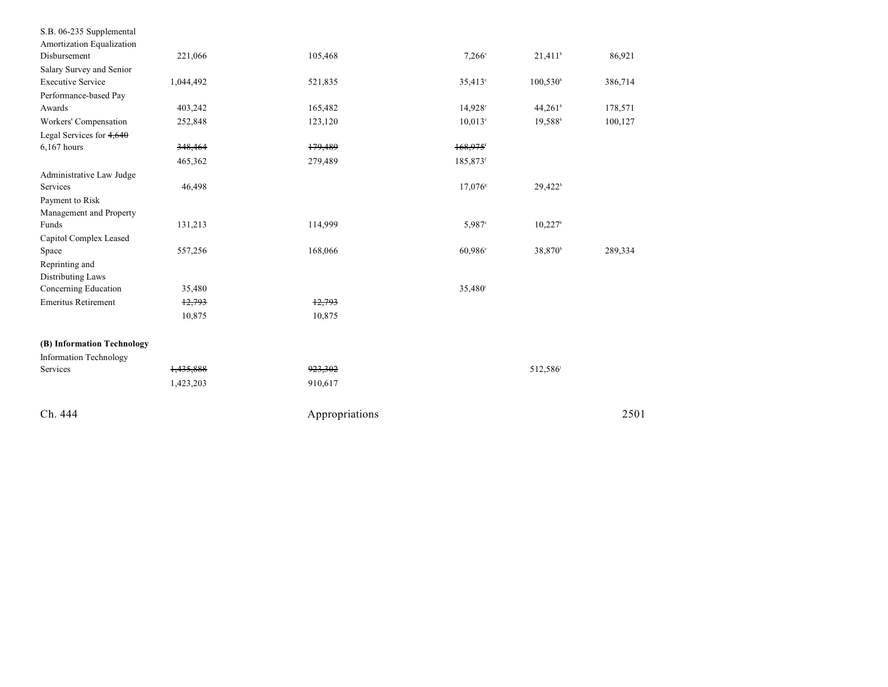| | | | | | |
|---|---|---|---|---|---|
| S.B. 06-235 Supplemental Amortization Equalization Disbursement | 221,066 | 105,468 | 7,266[c] | 21,411[h] | 86,921 |
| Salary Survey and Senior Executive Service | 1,044,492 | 521,835 | 35,413[c] | 100,530[h] | 386,714 |
| Performance-based Pay Awards | 403,242 | 165,482 | 14,928[c] | 44,261[h] | 178,571 |
| Workers' Compensation | 252,848 | 123,120 | 10,013[c] | 19,588[h] | 100,127 |
| Legal Services for ~~4,640~~ 6,167 hours | ~~348,464~~ | ~~179,489~~ | ~~168,975~~[f] | | |
| | 465,362 | 279,489 | 185,873[f] | | |
| Administrative Law Judge Services | 46,498 | | 17,076[g] | 29,422[h] | |
| Payment to Risk Management and Property Funds | 131,213 | 114,999 | 5,987[c] | 10,227[h] | |
| Capitol Complex Leased Space | 557,256 | 168,066 | 60,986[c] | 38,870[h] | 289,334 |
| Reprinting and Distributing Laws Concerning Education | 35,480 | | 35,480[i] | | |
| Emeritus Retirement | ~~12,793~~ | ~~12,793~~ | | | |
| | 10,875 | 10,875 | | | |

**(B) Information Technology**

| | | | | | |
|---|---|---|---|---|---|
| Information Technology Services | ~~1,435,888~~ | ~~923,302~~ | | 512,586[j] | |
| | 1,423,203 | 910,617 | | | |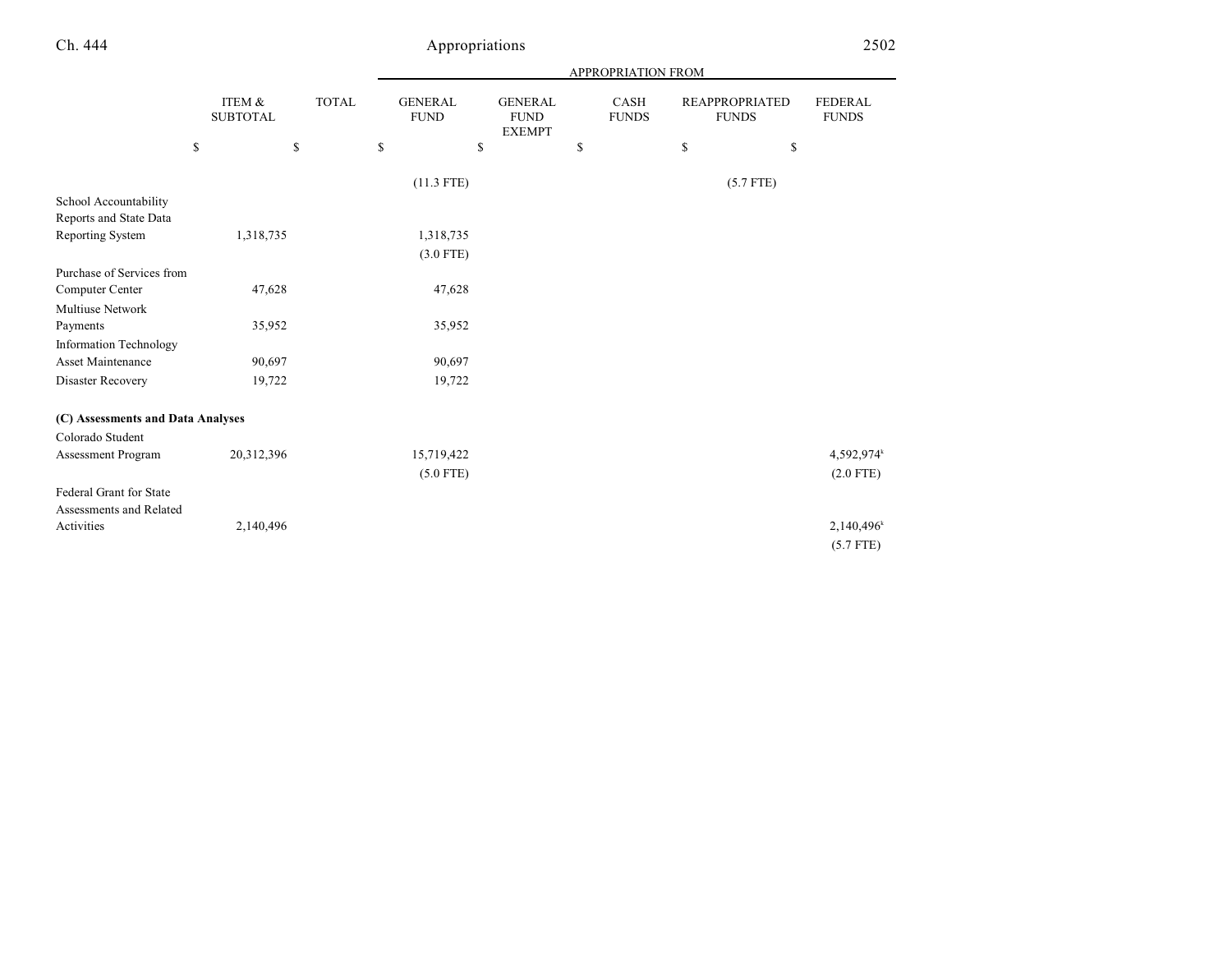| | ITEM & SUBTOTAL | TOTAL | APPROPRIATION FROM GENERAL FUND | GENERAL FUND EXEMPT | CASH FUNDS | REAPPROPRIATED FUNDS | FEDERAL FUNDS |
|---|---|---|---|---|---|---|---|
| | $ | $ | $ | $ | $ | $ | $ |
| | | | (11.3 FTE) | | | (5.7 FTE) | |
| School Accountability Reports and State Data Reporting System | 1,318,735 | | 1,318,735 | | | | |
| | | | (3.0 FTE) | | | | |
| Purchase of Services from Computer Center | 47,628 | | 47,628 | | | | |
| Multiuse Network Payments | 35,952 | | 35,952 | | | | |
| Information Technology Asset Maintenance | 90,697 | | 90,697 | | | | |
| Disaster Recovery | 19,722 | | 19,722 | | | | |
| **(C) Assessments and Data Analyses** | | | | | | | |
| Colorado Student Assessment Program | 20,312,396 | | 15,719,422 | | | | 4,592,974[k] |
| | | | (5.0 FTE) | | | | (2.0 FTE) |
| Federal Grant for State Assessments and Related Activities | 2,140,496 | | | | | | 2,140,496[k] |
| | | | | | | | (5.7 FTE) |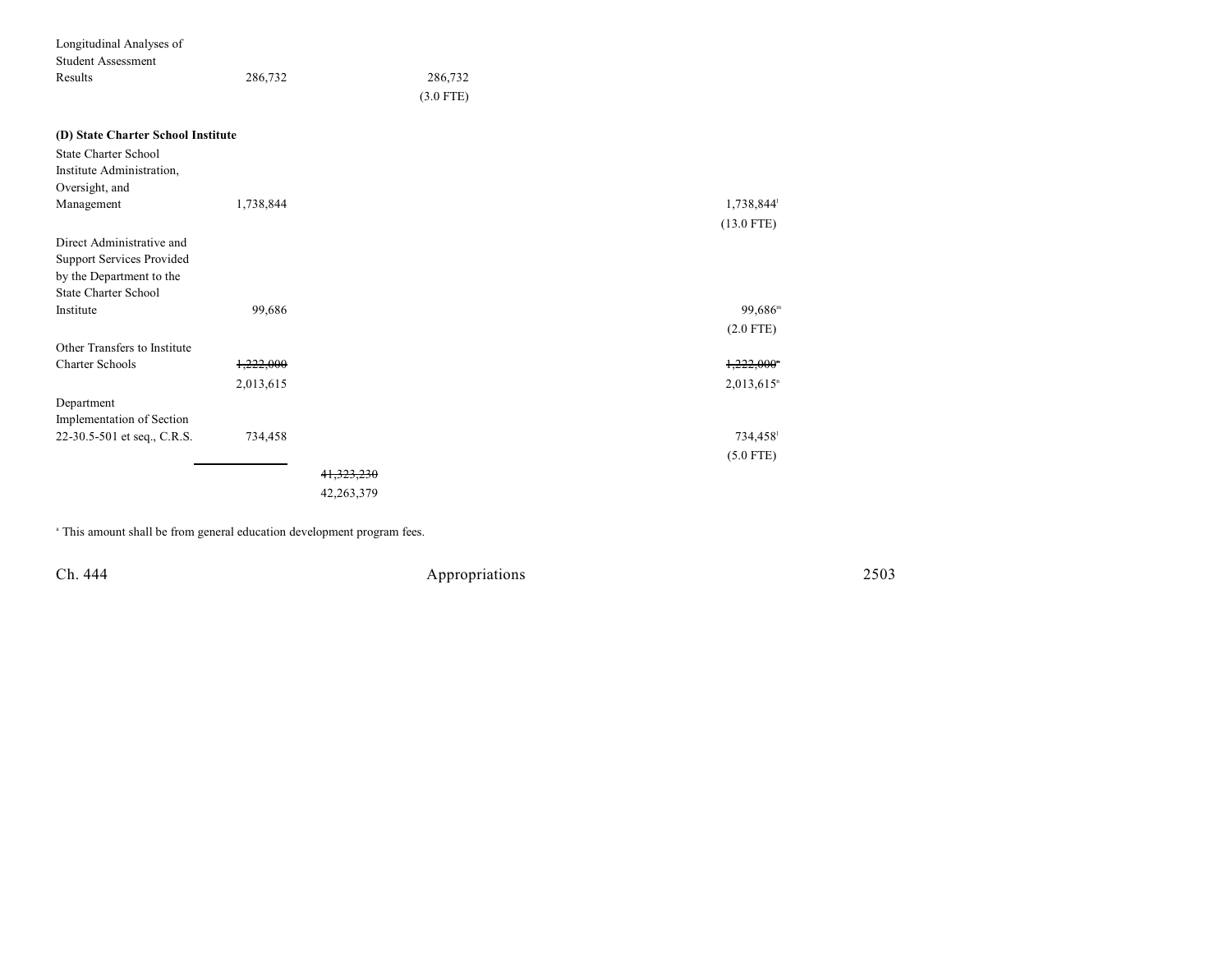| | Item | Total | General Fund | General Fund Exempt | Cash Funds | Reappropriated Funds | Federal Funds |
|---|---|---|---|---|---|---|---|
| Longitudinal Analyses of Student Assessment Results | | 286,732 | | 286,732 (3.0 FTE) | | | |

**(D) State Charter School Institute**

| Item | Total | Subtotal | General Fund | General Fund Exempt | Cash Funds | Reappropriated Funds | Federal Funds |
|---|---|---|---|---|---|---|---|
| State Charter School Institute Administration, Oversight, and Management | 1,738,844 | | | | | 1,738,844[l] (13.0 FTE) | |
| Direct Administrative and Support Services Provided by the Department to the State Charter School Institute | 99,686 | | | | | 99,686[m] (2.0 FTE) | |
| Other Transfers to Institute Charter Schools | ~~1,222,000~~ 2,013,615 | | | | | ~~1,222,000~~[n] 2,013,615[n] | |
| Department Implementation of Section 22-30.5-501 et seq., C.R.S. | 734,458 | | | | | 734,458[l] (5.0 FTE) | |
| | | ~~41,323,230~~ 42,263,379 | | | | | |

[a] This amount shall be from general education development program fees.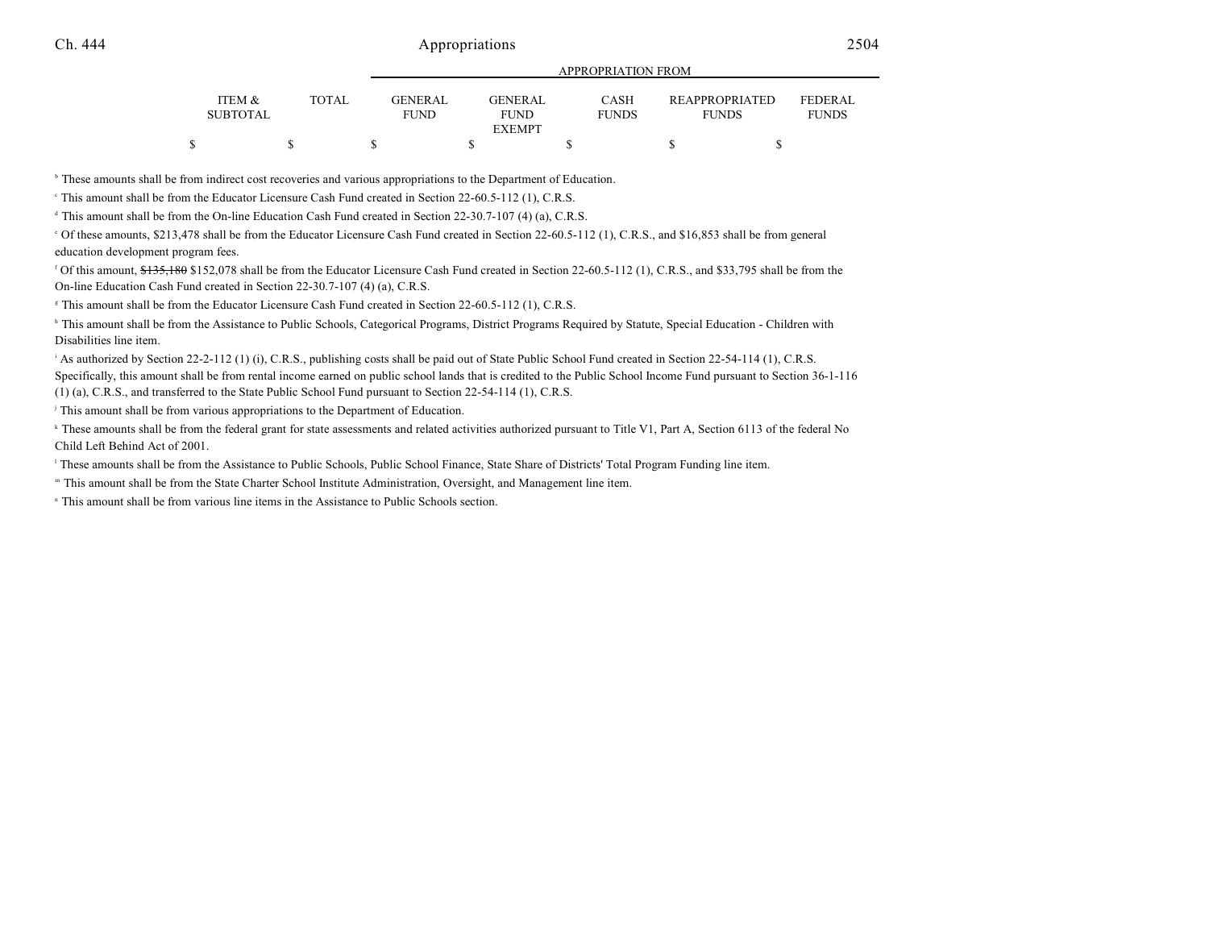| ITEM & SUBTOTAL | TOTAL | GENERAL FUND | GENERAL FUND EXEMPT | CASH FUNDS | REAPPROPRIATED FUNDS | FEDERAL FUNDS |
|---|---|---|---|---|---|---|
| $ | $ | $ | $ | $ | $ | $ |

[b] These amounts shall be from indirect cost recoveries and various appropriations to the Department of Education.

[c] This amount shall be from the Educator Licensure Cash Fund created in Section 22-60.5-112 (1), C.R.S.

[d] This amount shall be from the On-line Education Cash Fund created in Section 22-30.7-107 (4) (a), C.R.S.

[e] Of these amounts, $213,478 shall be from the Educator Licensure Cash Fund created in Section 22-60.5-112 (1), C.R.S., and $16,853 shall be from general education development program fees.

[f] Of this amount, ~~$135,180~~ $152,078 shall be from the Educator Licensure Cash Fund created in Section 22-60.5-112 (1), C.R.S., and $33,795 shall be from the On-line Education Cash Fund created in Section 22-30.7-107 (4) (a), C.R.S.

[g] This amount shall be from the Educator Licensure Cash Fund created in Section 22-60.5-112 (1), C.R.S.

[h] This amount shall be from the Assistance to Public Schools, Categorical Programs, District Programs Required by Statute, Special Education - Children with Disabilities line item.

[i] As authorized by Section 22-2-112 (1) (i), C.R.S., publishing costs shall be paid out of State Public School Fund created in Section 22-54-114 (1), C.R.S. Specifically, this amount shall be from rental income earned on public school lands that is credited to the Public School Income Fund pursuant to Section 36-1-116 (1) (a), C.R.S., and transferred to the State Public School Fund pursuant to Section 22-54-114 (1), C.R.S.

[j] This amount shall be from various appropriations to the Department of Education.

[k] These amounts shall be from the federal grant for state assessments and related activities authorized pursuant to Title V1, Part A, Section 6113 of the federal No Child Left Behind Act of 2001.

[l] These amounts shall be from the Assistance to Public Schools, Public School Finance, State Share of Districts' Total Program Funding line item.

[m] This amount shall be from the State Charter School Institute Administration, Oversight, and Management line item.

[n] This amount shall be from various line items in the Assistance to Public Schools section.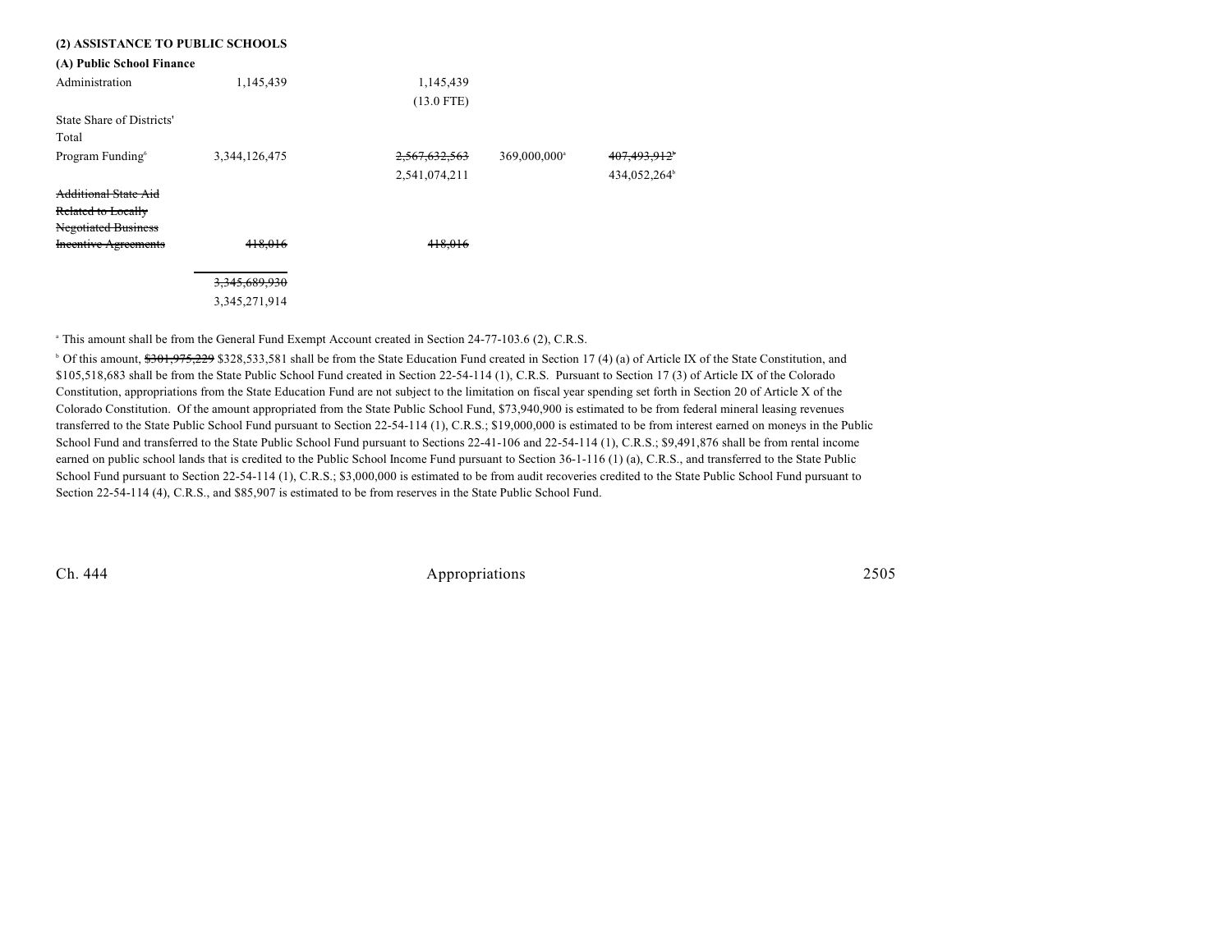**(2) ASSISTANCE TO PUBLIC SCHOOLS**

**(A) Public School Finance**

| | | | | |
|---|---|---|---|---|
| Administration | 1,145,439 | 1,145,439 | | |
| | | (13.0 FTE) | | |
| State Share of Districts' Total Program Funding[6] | 3,344,126,475 | ~~2,567,632,563~~ | 369,000,000[a] | ~~407,493,912~~[b] |
| | | 2,541,074,211 | | 434,052,264[b] |
| ~~Additional State Aid Related to Locally Negotiated Business Incentive Agreements~~ | ~~418,016~~ | ~~418,016~~ | | |
| | ~~3,345,689,930~~ | | | |
| | 3,345,271,914 | | | |

[a] This amount shall be from the General Fund Exempt Account created in Section 24-77-103.6 (2), C.R.S.

[b] Of this amount, ~~$301,975,229~~ $328,533,581 shall be from the State Education Fund created in Section 17 (4) (a) of Article IX of the State Constitution, and $105,518,683 shall be from the State Public School Fund created in Section 22-54-114 (1), C.R.S. Pursuant to Section 17 (3) of Article IX of the Colorado Constitution, appropriations from the State Education Fund are not subject to the limitation on fiscal year spending set forth in Section 20 of Article X of the Colorado Constitution. Of the amount appropriated from the State Public School Fund, $73,940,900 is estimated to be from federal mineral leasing revenues transferred to the State Public School Fund pursuant to Section 22-54-114 (1), C.R.S.; $19,000,000 is estimated to be from interest earned on moneys in the Public School Fund and transferred to the State Public School Fund pursuant to Sections 22-41-106 and 22-54-114 (1), C.R.S.; $9,491,876 shall be from rental income earned on public school lands that is credited to the Public School Income Fund pursuant to Section 36-1-116 (1) (a), C.R.S., and transferred to the State Public School Fund pursuant to Section 22-54-114 (1), C.R.S.; $3,000,000 is estimated to be from audit recoveries credited to the State Public School Fund pursuant to Section 22-54-114 (4), C.R.S., and $85,907 is estimated to be from reserves in the State Public School Fund.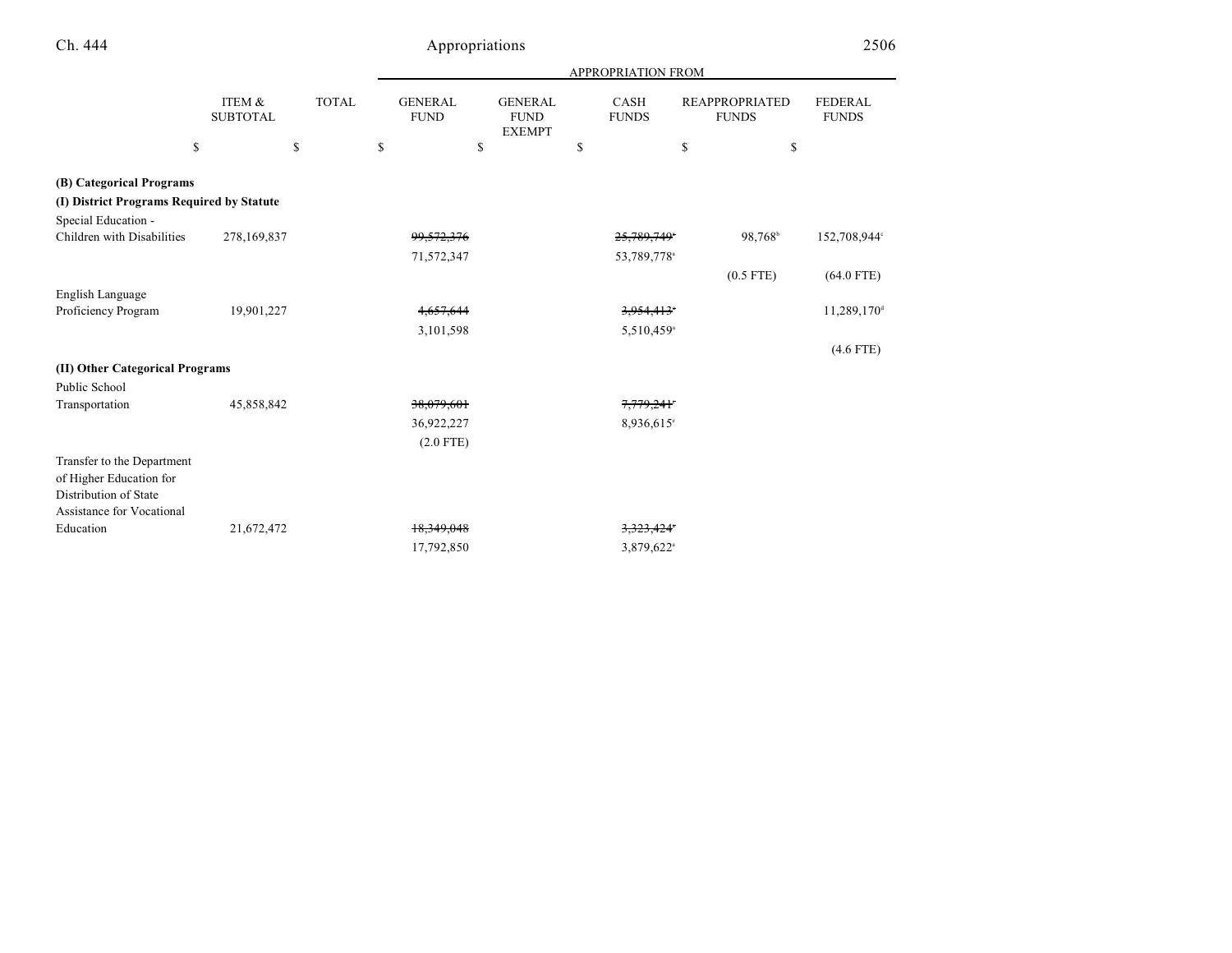| | ITEM & SUBTOTAL | TOTAL | GENERAL FUND | GENERAL FUND EXEMPT | CASH FUNDS | REAPPROPRIATED FUNDS | FEDERAL FUNDS |
|---|---|---|---|---|---|---|---|
| | | | APPROPRIATION FROM | | | | |
| | $ | $ | $ | $ | $ | $ | $ |
| **(B) Categorical Programs** | | | | | | | |
| **(I) District Programs Required by Statute** | | | | | | | |
| Special Education - Children with Disabilities | 278,169,837 | | ~~99,572,376~~ | | ~~25,789,749~~[a] | 98,768[b] | 152,708,944[c] |
| | | | 71,572,347 | | 53,789,778[a] | | |
| | | | | | | (0.5 FTE) | (64.0 FTE) |
| English Language Proficiency Program | 19,901,227 | | ~~4,657,644~~ | | ~~3,954,413~~[a] | | 11,289,170[d] |
| | | | 3,101,598 | | 5,510,459[a] | | |
| | | | | | | | (4.6 FTE) |
| **(II) Other Categorical Programs** | | | | | | | |
| Public School Transportation | 45,858,842 | | ~~38,079,601~~ | | ~~7,779,241~~[e] | | |
| | | | 36,922,227 | | 8,936,615[e] | | |
| | | | (2.0 FTE) | | | | |
| Transfer to the Department of Higher Education for Distribution of State Assistance for Vocational Education | 21,672,472 | | ~~18,349,048~~ | | ~~3,323,424~~[a] | | |
| | | | 17,792,850 | | 3,879,622[a] | | |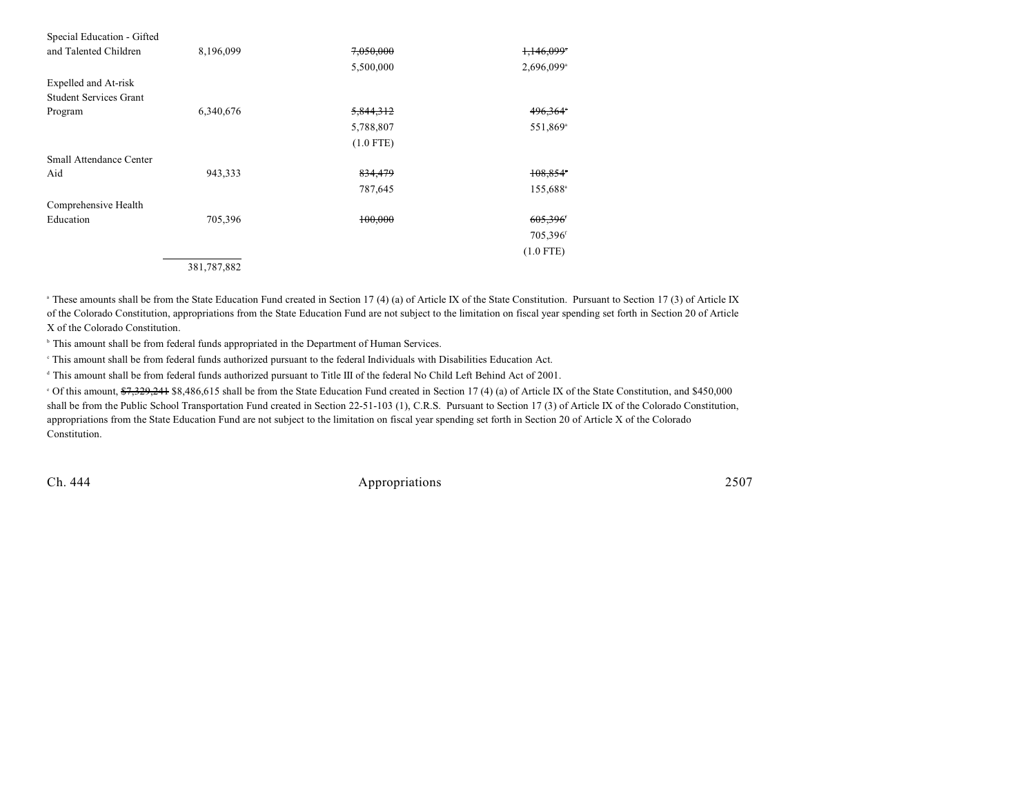| | | | |
|---|---|---|---|
| Special Education - Gifted and Talented Children | 8,196,099 | ~~7,050,000~~ | ~~1,146,099~~[a] |
| | | 5,500,000 | 2,696,099[a] |
| Expelled and At-risk Student Services Grant Program | 6,340,676 | ~~5,844,312~~ | ~~496,364~~[a] |
| | | 5,788,807 | 551,869[a] |
| | | (1.0 FTE) | |
| Small Attendance Center Aid | 943,333 | ~~834,479~~ | ~~108,854~~[a] |
| | | 787,645 | 155,688[a] |
| Comprehensive Health Education | 705,396 | ~~100,000~~ | ~~605,396~~[f] |
| | | | 705,396[f] |
| | | | (1.0 FTE) |
| | 381,787,882 | | |

[a] These amounts shall be from the State Education Fund created in Section 17 (4) (a) of Article IX of the State Constitution. Pursuant to Section 17 (3) of Article IX of the Colorado Constitution, appropriations from the State Education Fund are not subject to the limitation on fiscal year spending set forth in Section 20 of Article X of the Colorado Constitution.

[b] This amount shall be from federal funds appropriated in the Department of Human Services.

[c] This amount shall be from federal funds authorized pursuant to the federal Individuals with Disabilities Education Act.

[d] This amount shall be from federal funds authorized pursuant to Title III of the federal No Child Left Behind Act of 2001.

[e] Of this amount, ~~$7,329,241~~ $8,486,615 shall be from the State Education Fund created in Section 17 (4) (a) of Article IX of the State Constitution, and $450,000 shall be from the Public School Transportation Fund created in Section 22-51-103 (1), C.R.S. Pursuant to Section 17 (3) of Article IX of the Colorado Constitution, appropriations from the State Education Fund are not subject to the limitation on fiscal year spending set forth in Section 20 of Article X of the Colorado Constitution.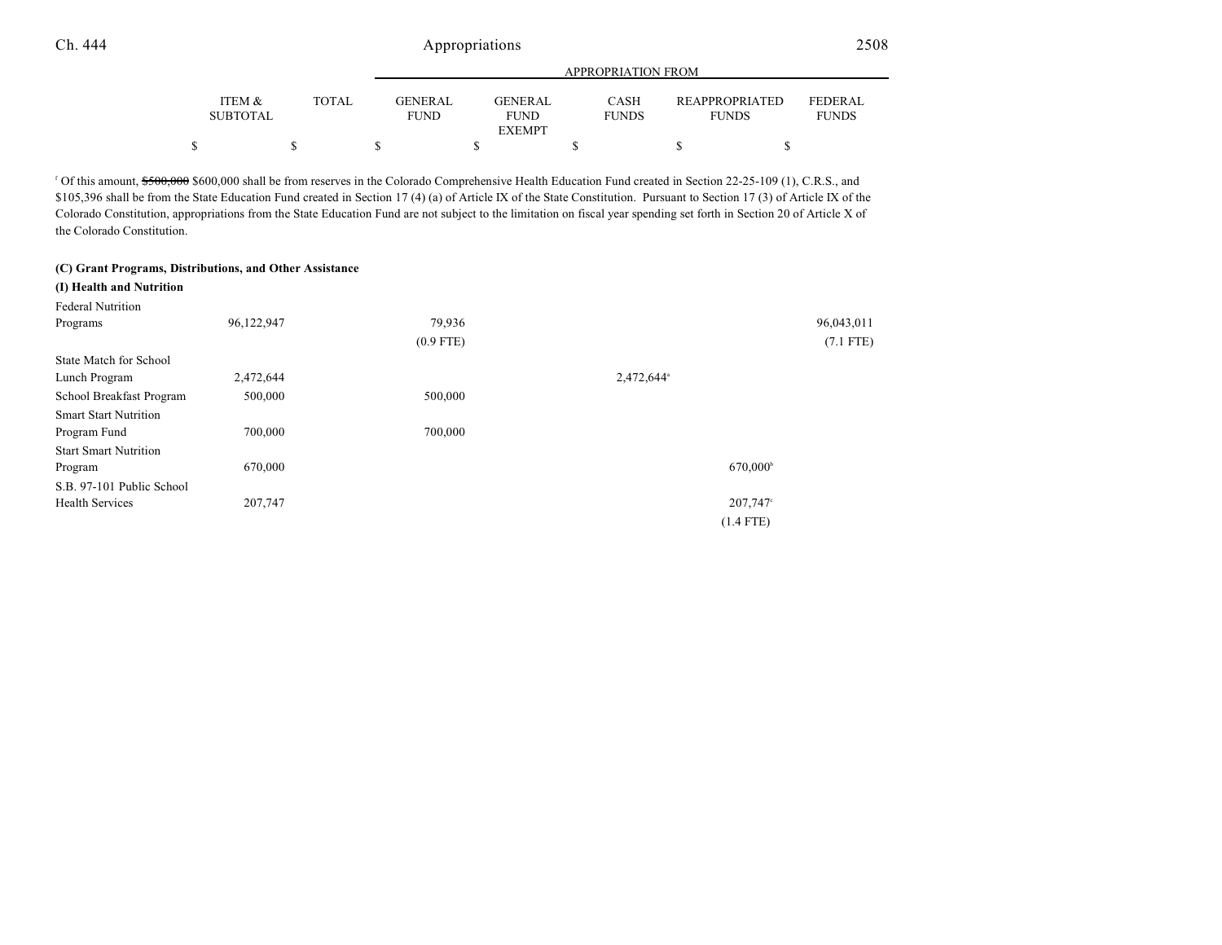| | ITEM & SUBTOTAL | TOTAL | APPROPRIATION FROM GENERAL FUND | GENERAL FUND EXEMPT | CASH FUNDS | REAPPROPRIATED FUNDS | FEDERAL FUNDS |
|---|---|---|---|---|---|---|---|
| | $ | $ | $ | $ | $ | $ | $ |

[f] Of this amount, ~~$500,000~~ $600,000 shall be from reserves in the Colorado Comprehensive Health Education Fund created in Section 22-25-109 (1), C.R.S., and $105,396 shall be from the State Education Fund created in Section 17 (4) (a) of Article IX of the State Constitution. Pursuant to Section 17 (3) of Article IX of the Colorado Constitution, appropriations from the State Education Fund are not subject to the limitation on fiscal year spending set forth in Section 20 of Article X of the Colorado Constitution.

**(C) Grant Programs, Distributions, and Other Assistance**

**(I) Health and Nutrition**

| | ITEM & SUBTOTAL | TOTAL | GENERAL FUND | GENERAL FUND EXEMPT | CASH FUNDS | REAPPROPRIATED FUNDS | FEDERAL FUNDS |
|---|---|---|---|---|---|---|---|
| Federal Nutrition Programs | 96,122,947 | | 79,936<br>(0.9 FTE) | | | | 96,043,011<br>(7.1 FTE) |
| State Match for School Lunch Program | 2,472,644 | | | | 2,472,644[a] | | |
| School Breakfast Program | 500,000 | | 500,000 | | | | |
| Smart Start Nutrition Program Fund | 700,000 | | 700,000 | | | | |
| Start Smart Nutrition Program | 670,000 | | | | | 670,000[b] | |
| S.B. 97-101 Public School Health Services | 207,747 | | | | | 207,747[c]<br>(1.4 FTE) | |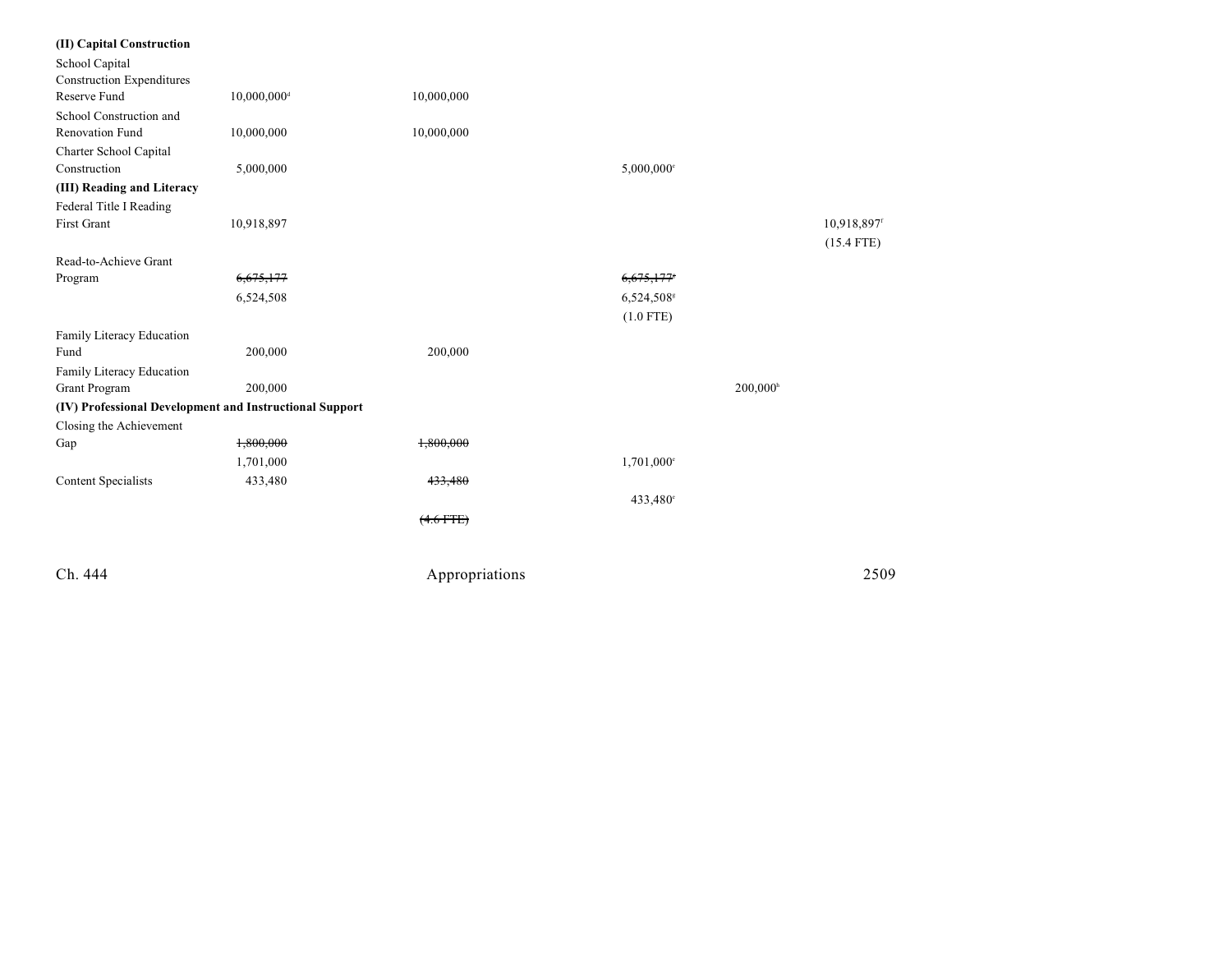| | | | | | |
|---|---|---|---|---|---|
| **(II) Capital Construction** | | | | | |
| School Capital Construction Expenditures Reserve Fund | 10,000,000[d] | 10,000,000 | | | |
| School Construction and Renovation Fund | 10,000,000 | 10,000,000 | | | |
| Charter School Capital Construction | 5,000,000 | | 5,000,000[e] | | |
| **(III) Reading and Literacy** | | | | | |
| Federal Title I Reading First Grant | 10,918,897 | | | | 10,918,897[f] (15.4 FTE) |
| Read-to-Achieve Grant Program | ~~6,675,177~~ 6,524,508 | | ~~6,675,177[g]~~ 6,524,508[g] (1.0 FTE) | | |
| Family Literacy Education Fund | 200,000 | 200,000 | | | |
| Family Literacy Education Grant Program | 200,000 | | | 200,000[h] | |
| **(IV) Professional Development and Instructional Support** | | | | | |
| Closing the Achievement Gap | ~~1,800,000~~ 1,701,000 | ~~1,800,000~~ | 1,701,000[e] | | |
| Content Specialists | 433,480 | ~~433,480~~ ~~(4.6 FTE)~~ | 433,480[e] | | |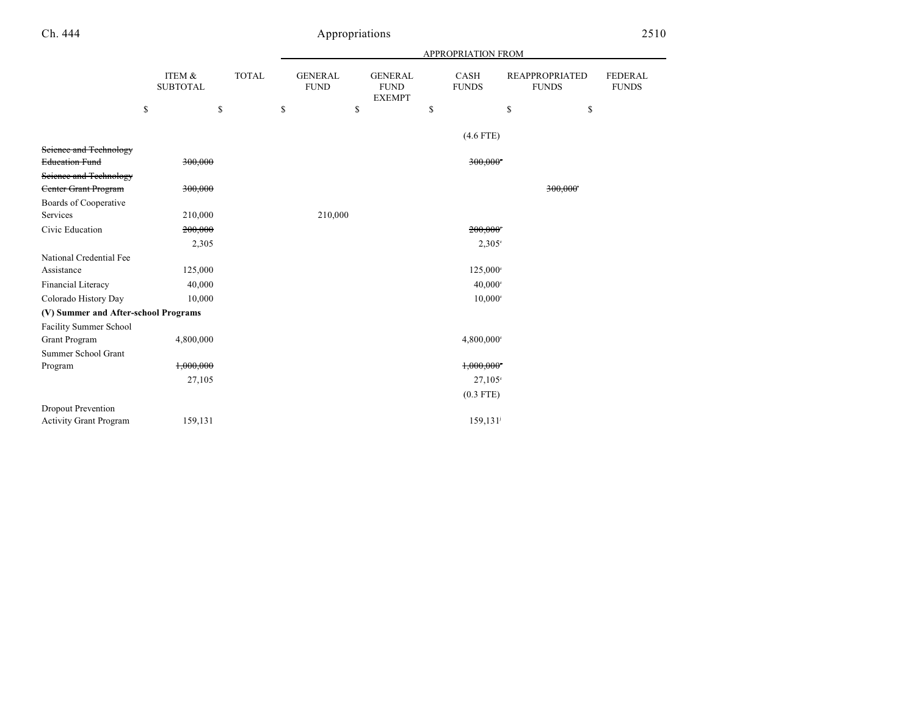| | ITEM & SUBTOTAL | TOTAL | GENERAL FUND | GENERAL FUND EXEMPT | CASH FUNDS | REAPPROPRIATED FUNDS | FEDERAL FUNDS |
|---|---|---|---|---|---|---|---|
| | | | APPROPRIATION FROM | | | | |
| | $ | $ | $ | $ | $ | $ | $ |
| | | | | | (4.6 FTE) | | |
| ~~Science and Technology Education Fund~~ | ~~300,000~~ | | | | ~~300,000~~[m] | | |
| ~~Science and Technology Center Grant Program~~ | ~~300,000~~ | | | | | ~~300,000~~[r] | |
| Boards of Cooperative Services | 210,000 | | 210,000 | | | | |
| Civic Education | ~~200,000~~ | | | | ~~200,000~~[c] | | |
| | 2,305 | | | | 2,305[c] | | |
| National Credential Fee Assistance | 125,000 | | | | 125,000[c] | | |
| Financial Literacy | 40,000 | | | | 40,000[c] | | |
| Colorado History Day | 10,000 | | | | 10,000[c] | | |
| **(V) Summer and After-school Programs** | | | | | | | |
| Facility Summer School Grant Program | 4,800,000 | | | | 4,800,000[c] | | |
| Summer School Grant Program | ~~1,000,000~~ | | | | ~~1,000,000~~[m] | | |
| | 27,105 | | | | 27,105[c] | | |
| | | | | | (0.3 FTE) | | |
| Dropout Prevention Activity Grant Program | 159,131 | | | | 159,131[j] | | |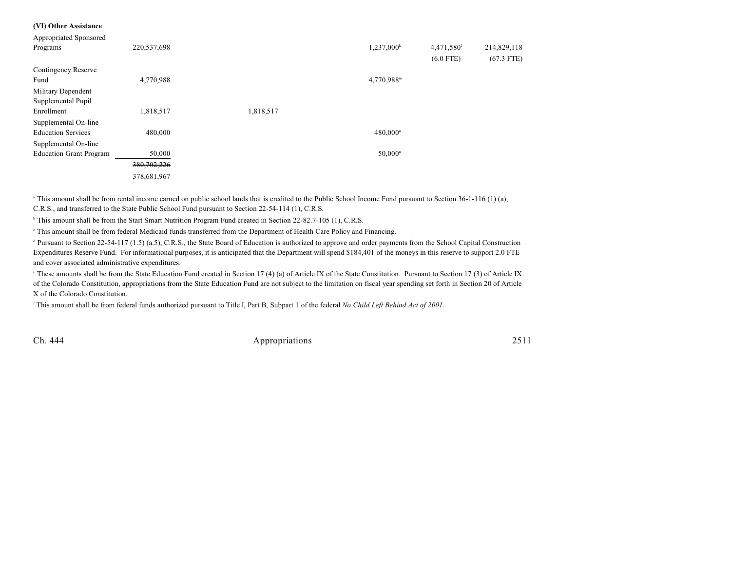**(VI) Other Assistance**

| | | | | | | |
|---|---|---|---|---|---|---|
| Appropriated Sponsored Programs | 220,537,698 | | | 1,237,000[k] | 4,471,580[l] (6.0 FTE) | 214,829,118 (67.3 FTE) |
| Contingency Reserve Fund | 4,770,988 | | | 4,770,988[m] | | |
| Military Dependent Supplemental Pupil Enrollment | 1,818,517 | | 1,818,517 | | | |
| Supplemental On-line Education Services | 480,000 | | | 480,000[n] | | |
| Supplemental On-line Education Grant Program | 50,000 | | | 50,000[n] | | |
| | ~~380,702,226~~ 378,681,967 | | | | | |

[a] This amount shall be from rental income earned on public school lands that is credited to the Public School Income Fund pursuant to Section 36-1-116 (1) (a), C.R.S., and transferred to the State Public School Fund pursuant to Section 22-54-114 (1), C.R.S.

[b] This amount shall be from the Start Smart Nutrition Program Fund created in Section 22-82.7-105 (1), C.R.S.

[c] This amount shall be from federal Medicaid funds transferred from the Department of Health Care Policy and Financing.

[d] Pursuant to Section 22-54-117 (1.5) (a.5), C.R.S., the State Board of Education is authorized to approve and order payments from the School Capital Construction Expenditures Reserve Fund. For informational purposes, it is anticipated that the Department will spend $184,401 of the moneys in this reserve to support 2.0 FTE and cover associated administrative expenditures.

[e] These amounts shall be from the State Education Fund created in Section 17 (4) (a) of Article IX of the State Constitution. Pursuant to Section 17 (3) of Article IX of the Colorado Constitution, appropriations from the State Education Fund are not subject to the limitation on fiscal year spending set forth in Section 20 of Article X of the Colorado Constitution.

[f] This amount shall be from federal funds authorized pursuant to Title I, Part B, Subpart 1 of the federal *No Child Left Behind Act of 2001*.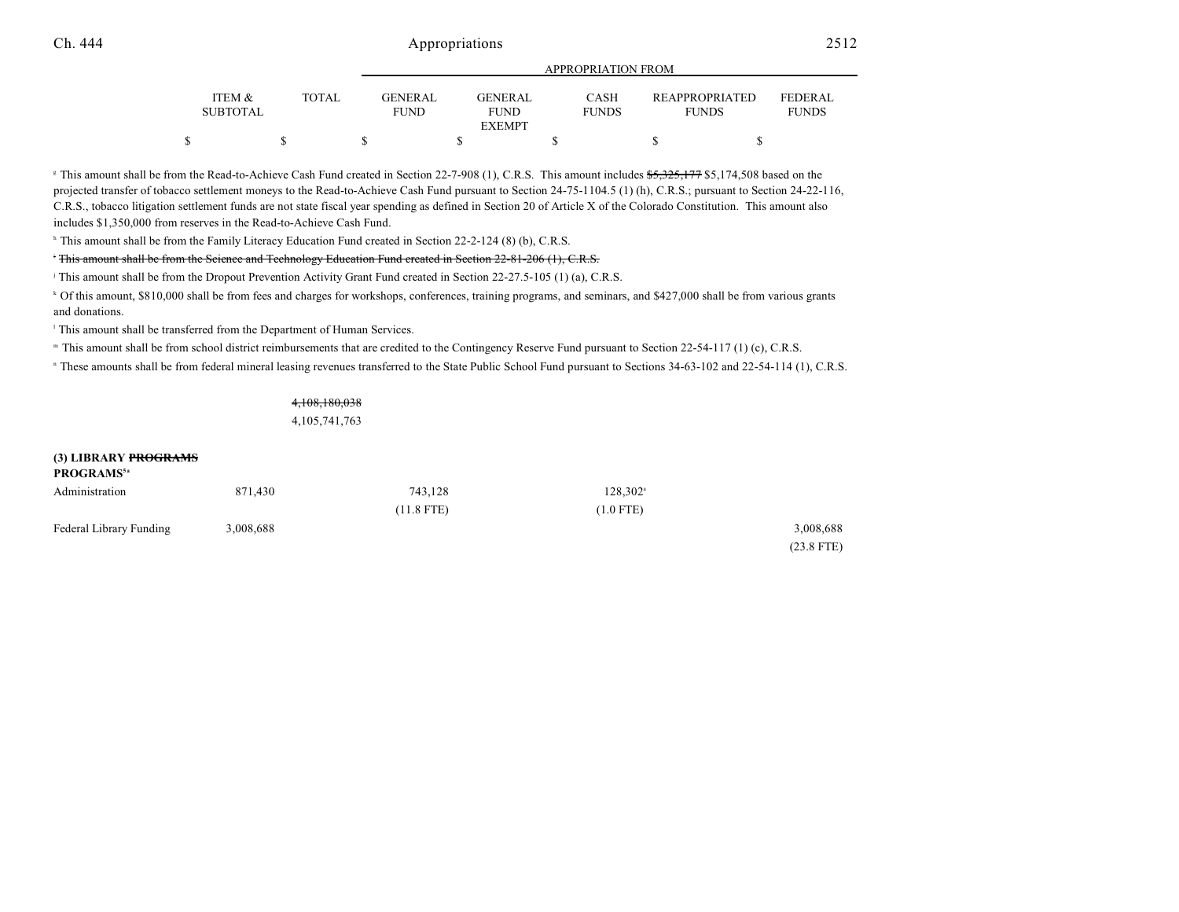| | ITEM & SUBTOTAL | TOTAL | GENERAL FUND | GENERAL FUND EXEMPT | CASH FUNDS | REAPPROPRIATED FUNDS | FEDERAL FUNDS |
|---|---|---|---|---|---|---|---|
| | $ | $ | $ | $ | $ | $ | $ |

(APPROPRIATION FROM: GENERAL FUND, GENERAL FUND EXEMPT, CASH FUNDS, REAPPROPRIATED FUNDS, FEDERAL FUNDS)

[g] This amount shall be from the Read-to-Achieve Cash Fund created in Section 22-7-908 (1), C.R.S. This amount includes ~~$5,325,177~~ $5,174,508 based on the projected transfer of tobacco settlement moneys to the Read-to-Achieve Cash Fund pursuant to Section 24-75-1104.5 (1) (h), C.R.S.; pursuant to Section 24-22-116, C.R.S., tobacco litigation settlement funds are not state fiscal year spending as defined in Section 20 of Article X of the Colorado Constitution. This amount also includes $1,350,000 from reserves in the Read-to-Achieve Cash Fund.

[h] This amount shall be from the Family Literacy Education Fund created in Section 22-2-124 (8) (b), C.R.S.

~~[i] This amount shall be from the Science and Technology Education Fund created in Section 22-81-206 (1), C.R.S.~~

[j] This amount shall be from the Dropout Prevention Activity Grant Fund created in Section 22-27.5-105 (1) (a), C.R.S.

[k] Of this amount, $810,000 shall be from fees and charges for workshops, conferences, training programs, and seminars, and $427,000 shall be from various grants and donations.

[l] This amount shall be transferred from the Department of Human Services.

[m] This amount shall be from school district reimbursements that are credited to the Contingency Reserve Fund pursuant to Section 22-54-117 (1) (c), C.R.S.

[n] These amounts shall be from federal mineral leasing revenues transferred to the State Public School Fund pursuant to Sections 34-63-102 and 22-54-114 (1), C.R.S.

| | ITEM & SUBTOTAL | TOTAL | GENERAL FUND | GENERAL FUND EXEMPT | CASH FUNDS | REAPPROPRIATED FUNDS | FEDERAL FUNDS |
|---|---|---|---|---|---|---|---|
| | | ~~4,108,180,038~~ | | | | | |
| | | 4,105,741,763 | | | | | |
| **(3) LIBRARY ~~PROGRAMS~~ PROGRAMS[5a]** | | | | | | | |
| Administration | 871,430 | | 743,128 | | 128,302[a] | | |
| | | | (11.8 FTE) | | (1.0 FTE) | | |
| Federal Library Funding | 3,008,688 | | | | | | 3,008,688 |
| | | | | | | | (23.8 FTE) |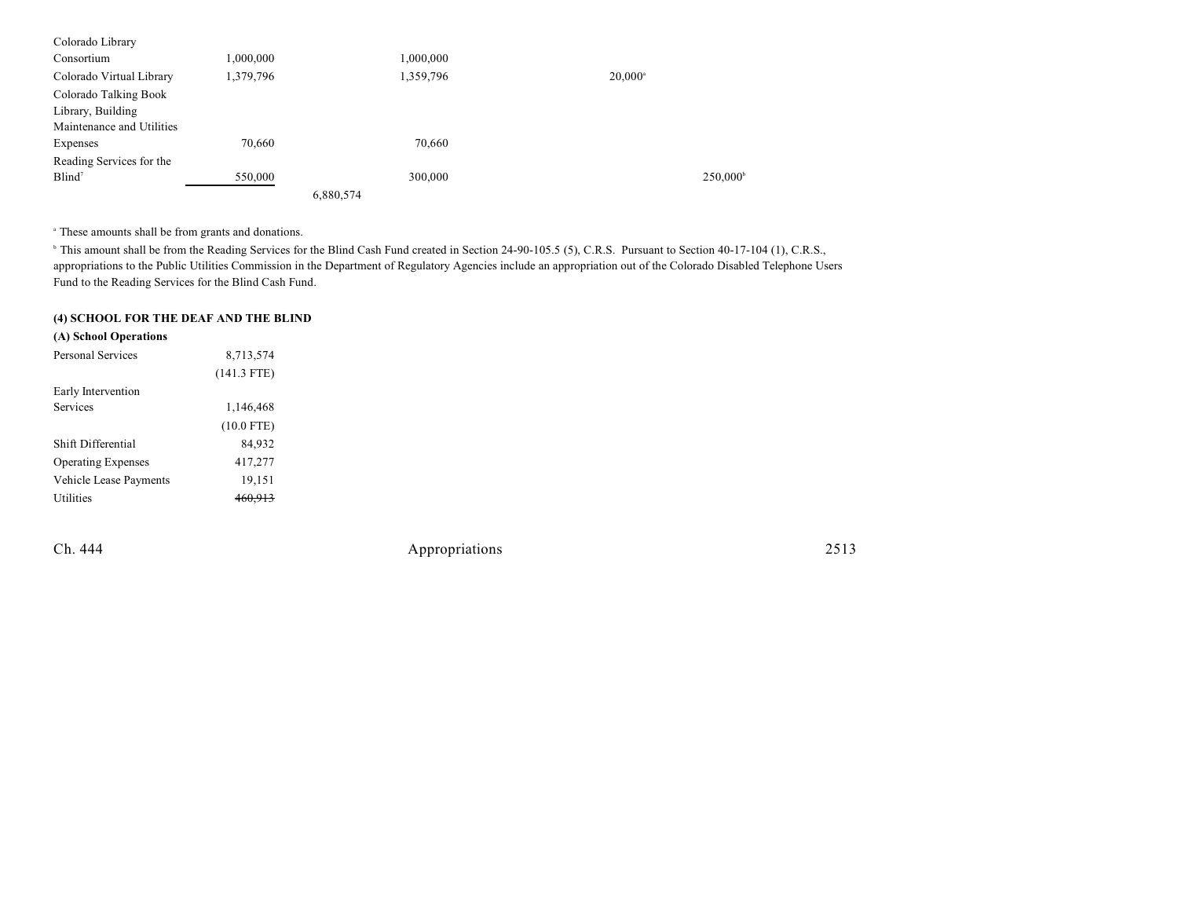| | | | | | | |
|---|---|---|---|---|---|---|
| Colorado Library Consortium | 1,000,000 | | 1,000,000 | | | |
| Colorado Virtual Library | 1,379,796 | | 1,359,796 | | 20,000[a] | |
| Colorado Talking Book Library, Building Maintenance and Utilities Expenses | 70,660 | | 70,660 | | | |
| Reading Services for the Blind[7] | 550,000 | | 300,000 | | | 250,000[b] |
| | | 6,880,574 | | | | |

[a] These amounts shall be from grants and donations.

[b] This amount shall be from the Reading Services for the Blind Cash Fund created in Section 24-90-105.5 (5), C.R.S. Pursuant to Section 40-17-104 (1), C.R.S., appropriations to the Public Utilities Commission in the Department of Regulatory Agencies include an appropriation out of the Colorado Disabled Telephone Users Fund to the Reading Services for the Blind Cash Fund.

**(4) SCHOOL FOR THE DEAF AND THE BLIND**

**(A) School Operations**

| | |
|---|---|
| Personal Services | 8,713,574 |
| | (141.3 FTE) |
| Early Intervention Services | 1,146,468 |
| | (10.0 FTE) |
| Shift Differential | 84,932 |
| Operating Expenses | 417,277 |
| Vehicle Lease Payments | 19,151 |
| Utilities | ~~460,913~~ |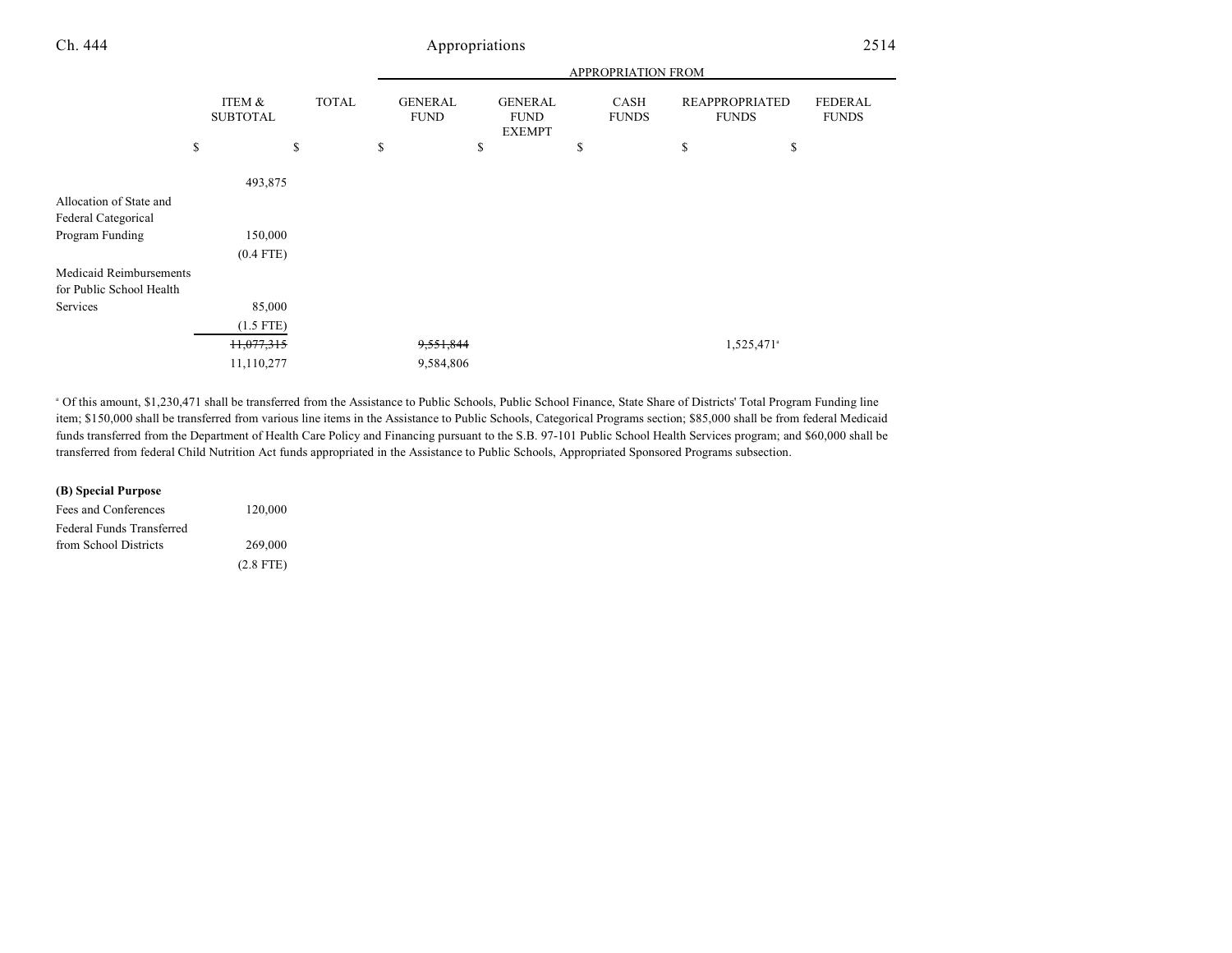| | ITEM & SUBTOTAL | TOTAL | APPROPRIATION FROM GENERAL FUND | GENERAL FUND EXEMPT | CASH FUNDS | REAPPROPRIATED FUNDS | FEDERAL FUNDS |
|---|---|---|---|---|---|---|---|
| | $ | $ | $ | $ | $ | $ | $ |
| | 493,875 | | | | | | |
| Allocation of State and Federal Categorical Program Funding | 150,000 | | | | | | |
| | (0.4 FTE) | | | | | | |
| Medicaid Reimbursements for Public School Health Services | 85,000 | | | | | | |
| | (1.5 FTE) | | | | | | |
| | ~~11,077,315~~ | | ~~9,551,844~~ | | | 1,525,471[a] | |
| | 11,110,277 | | 9,584,806 | | | | |

[a] Of this amount, $1,230,471 shall be transferred from the Assistance to Public Schools, Public School Finance, State Share of Districts' Total Program Funding line item; $150,000 shall be transferred from various line items in the Assistance to Public Schools, Categorical Programs section; $85,000 shall be from federal Medicaid funds transferred from the Department of Health Care Policy and Financing pursuant to the S.B. 97-101 Public School Health Services program; and $60,000 shall be transferred from federal Child Nutrition Act funds appropriated in the Assistance to Public Schools, Appropriated Sponsored Programs subsection.

**(B) Special Purpose**

| | ITEM & SUBTOTAL | TOTAL | GENERAL FUND | GENERAL FUND EXEMPT | CASH FUNDS | REAPPROPRIATED FUNDS | FEDERAL FUNDS |
|---|---|---|---|---|---|---|---|
| Fees and Conferences | 120,000 | | | | | | |
| Federal Funds Transferred from School Districts | 269,000 | | | | | | |
| | (2.8 FTE) | | | | | | |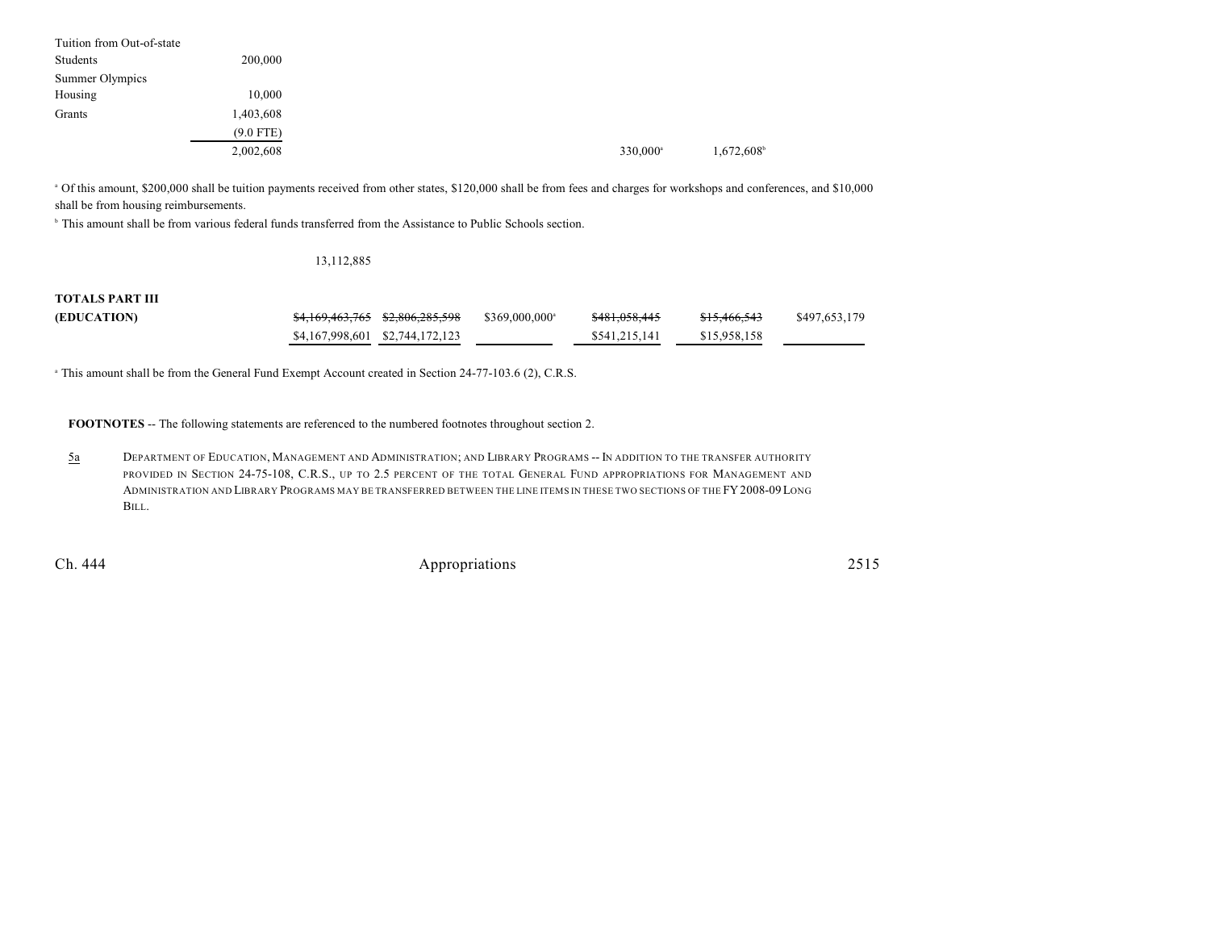| | | | | | | |
|---|---|---|---|---|---|---|
| Tuition from Out-of-state Students | 200,000 | | | | | |
| Summer Olympics Housing | 10,000 | | | | | |
| Grants | 1,403,608 | | | | | |
| | (9.0 FTE) | | | | | |
| | 2,002,608 | | | 330,000[a] | 1,672,608[b] | |

[a] Of this amount, $200,000 shall be tuition payments received from other states, $120,000 shall be from fees and charges for workshops and conferences, and $10,000 shall be from housing reimbursements.

[b] This amount shall be from various federal funds transferred from the Assistance to Public Schools section.

13,112,885

| | | | | | | |
|---|---|---|---|---|---|---|
| **TOTALS PART III (EDUCATION)** | ~~$4,169,463,765~~ $4,167,998,601 | ~~$2,806,285,598~~ $2,744,172,123 | $369,000,000[a] | ~~$481,058,445~~ $541,215,141 | ~~$15,466,543~~ $15,958,158 | $497,653,179 |

[a] This amount shall be from the General Fund Exempt Account created in Section 24-77-103.6 (2), C.R.S.

**FOOTNOTES** -- The following statements are referenced to the numbered footnotes throughout section 2.

5a DEPARTMENT OF EDUCATION, MANAGEMENT AND ADMINISTRATION; AND LIBRARY PROGRAMS -- IN ADDITION TO THE TRANSFER AUTHORITY PROVIDED IN SECTION 24-75-108, C.R.S., UP TO 2.5 PERCENT OF THE TOTAL GENERAL FUND APPROPRIATIONS FOR MANAGEMENT AND ADMINISTRATION AND LIBRARY PROGRAMS MAY BE TRANSFERRED BETWEEN THE LINE ITEMS IN THESE TWO SECTIONS OF THE FY 2008-09 LONG BILL.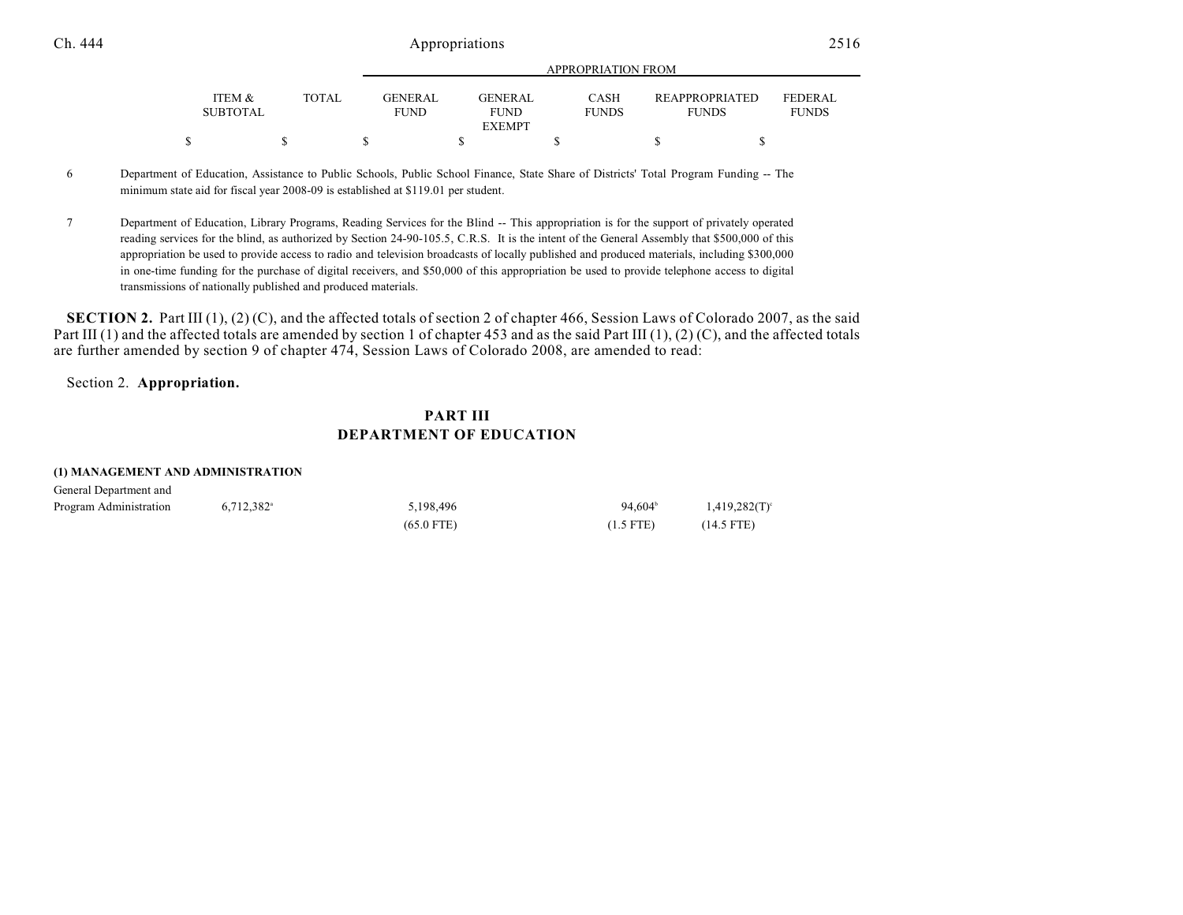| | ITEM & SUBTOTAL | TOTAL | GENERAL FUND | GENERAL FUND EXEMPT | CASH FUNDS | REAPPROPRIATED FUNDS | FEDERAL FUNDS |
|---|---|---|---|---|---|---|---|
| | | | APPROPRIATION FROM | | | | |
| | $ | $ | $ | $ | $ | $ | $ |

6 Department of Education, Assistance to Public Schools, Public School Finance, State Share of Districts' Total Program Funding -- The minimum state aid for fiscal year 2008-09 is established at $119.01 per student.

7 Department of Education, Library Programs, Reading Services for the Blind -- This appropriation is for the support of privately operated reading services for the blind, as authorized by Section 24-90-105.5, C.R.S. It is the intent of the General Assembly that $500,000 of this appropriation be used to provide access to radio and television broadcasts of locally published and produced materials, including $300,000 in one-time funding for the purchase of digital receivers, and $50,000 of this appropriation be used to provide telephone access to digital transmissions of nationally published and produced materials.

**SECTION 2.** Part III (1), (2) (C), and the affected totals of section 2 of chapter 466, Session Laws of Colorado 2007, as the said Part III (1) and the affected totals are amended by section 1 of chapter 453 and as the said Part III (1), (2) (C), and the affected totals are further amended by section 9 of chapter 474, Session Laws of Colorado 2008, are amended to read:

Section 2. **Appropriation.**

## PART III
## DEPARTMENT OF EDUCATION

**(1) MANAGEMENT AND ADMINISTRATION**

| | ITEM & SUBTOTAL | TOTAL | GENERAL FUND | GENERAL FUND EXEMPT | CASH FUNDS | REAPPROPRIATED FUNDS | FEDERAL FUNDS |
|---|---|---|---|---|---|---|---|
| General Department and Program Administration | 6,712,382[a] | | 5,198,496 | | 94,604[b] | 1,419,282(T)[c] | |
| | | | (65.0 FTE) | | (1.5 FTE) | (14.5 FTE) | |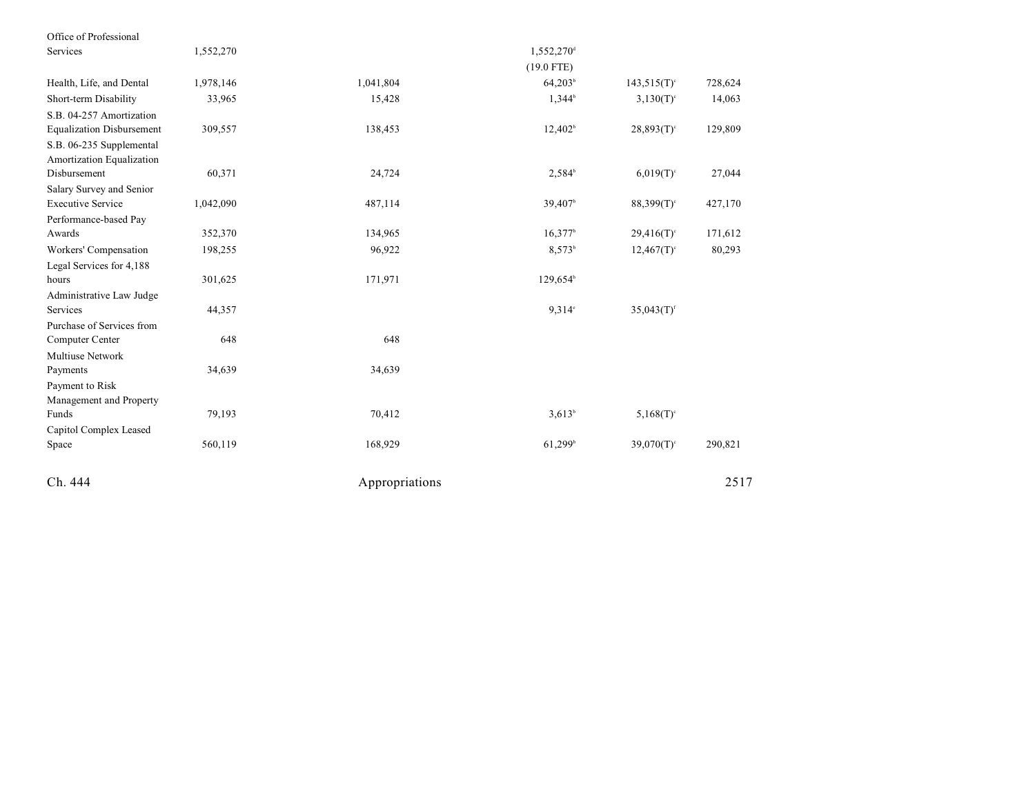| | | | | | |
|---|---|---|---|---|---|
| Office of Professional Services | 1,552,270 | | 1,552,270[d] (19.0 FTE) | | |
| Health, Life, and Dental | 1,978,146 | 1,041,804 | 64,203[b] | 143,515(T)[c] | 728,624 |
| Short-term Disability | 33,965 | 15,428 | 1,344[b] | 3,130(T)[c] | 14,063 |
| S.B. 04-257 Amortization Equalization Disbursement | 309,557 | 138,453 | 12,402[b] | 28,893(T)[c] | 129,809 |
| S.B. 06-235 Supplemental Amortization Equalization Disbursement | 60,371 | 24,724 | 2,584[b] | 6,019(T)[c] | 27,044 |
| Salary Survey and Senior Executive Service | 1,042,090 | 487,114 | 39,407[b] | 88,399(T)[c] | 427,170 |
| Performance-based Pay Awards | 352,370 | 134,965 | 16,377[b] | 29,416(T)[c] | 171,612 |
| Workers' Compensation | 198,255 | 96,922 | 8,573[b] | 12,467(T)[c] | 80,293 |
| Legal Services for 4,188 hours | 301,625 | 171,971 | 129,654[b] | | |
| Administrative Law Judge Services | 44,357 | | 9,314[e] | 35,043(T)[f] | |
| Purchase of Services from Computer Center | 648 | 648 | | | |
| Multiuse Network Payments | 34,639 | 34,639 | | | |
| Payment to Risk Management and Property Funds | 79,193 | 70,412 | 3,613[b] | 5,168(T)[c] | |
| Capitol Complex Leased Space | 560,119 | 168,929 | 61,299[b] | 39,070(T)[c] | 290,821 |

Ch. 444 Appropriations 2517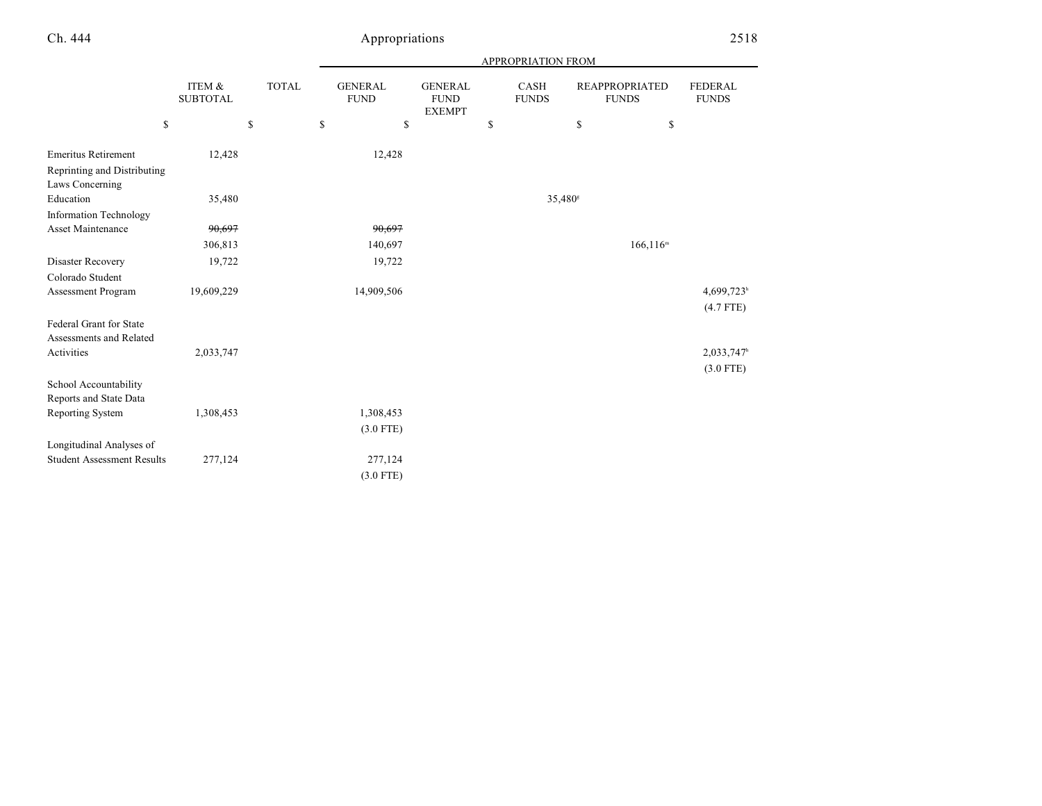| | ITEM & SUBTOTAL | TOTAL | APPROPRIATION FROM GENERAL FUND | GENERAL FUND EXEMPT | CASH FUNDS | REAPPROPRIATED FUNDS | FEDERAL FUNDS |
|---|---|---|---|---|---|---|---|
| | $ | $ | $ | $ | $ | $ | $ |
| Emeritus Retirement | 12,428 | | 12,428 | | | | |
| Reprinting and Distributing Laws Concerning Education | 35,480 | | | | 35,480[g] | | |
| Information Technology Asset Maintenance | ~~90,697~~ | | ~~90,697~~ | | | | |
| | 306,813 | | 140,697 | | | 166,116[m] | |
| Disaster Recovery | 19,722 | | 19,722 | | | | |
| Colorado Student Assessment Program | 19,609,229 | | 14,909,506 | | | | 4,699,723[h] |
| | | | | | | | (4.7 FTE) |
| Federal Grant for State Assessments and Related Activities | 2,033,747 | | | | | | 2,033,747[h] |
| | | | | | | | (3.0 FTE) |
| School Accountability Reports and State Data Reporting System | 1,308,453 | | 1,308,453 | | | | |
| | | | (3.0 FTE) | | | | |
| Longitudinal Analyses of Student Assessment Results | 277,124 | | 277,124 | | | | |
| | | | (3.0 FTE) | | | | |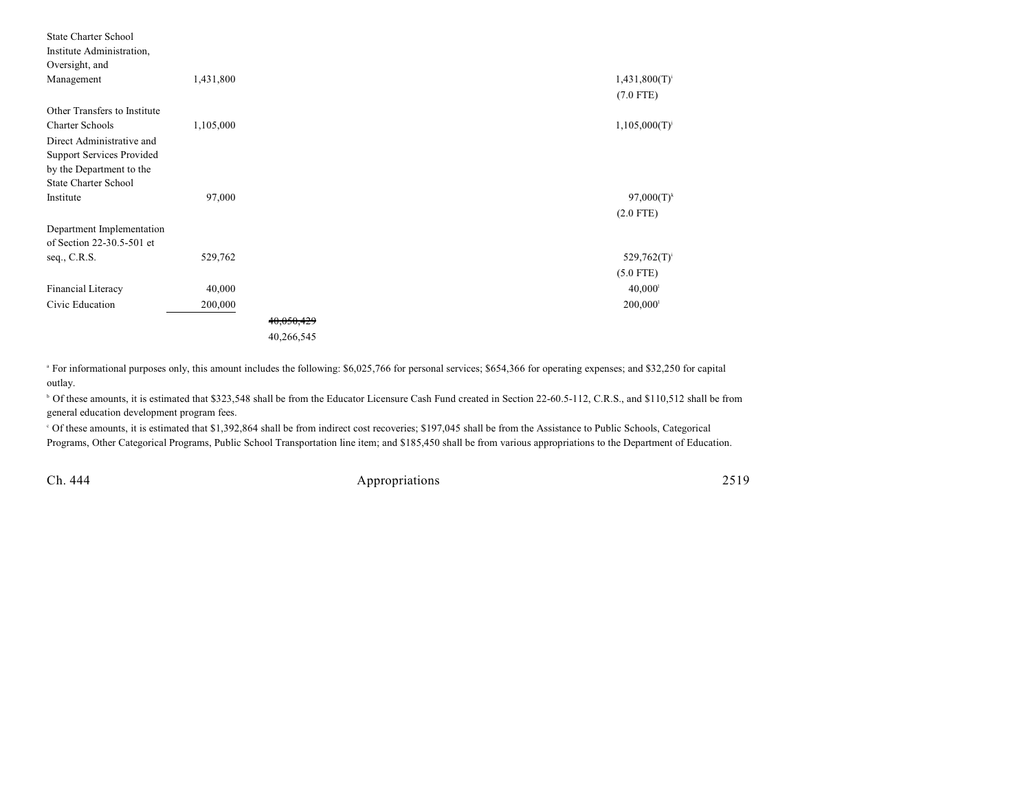| | | | | | |
|---|---|---|---|---|---|
| State Charter School Institute Administration, Oversight, and Management | 1,431,800 | | | 1,431,800(T)[i] (7.0 FTE) | |
| Other Transfers to Institute Charter Schools | 1,105,000 | | | 1,105,000(T)[j] | |
| Direct Administrative and Support Services Provided by the Department to the State Charter School Institute | 97,000 | | | 97,000(T)[k] (2.0 FTE) | |
| Department Implementation of Section 22-30.5-501 et seq., C.R.S. | 529,762 | | | 529,762(T)[i] (5.0 FTE) | |
| Financial Literacy | 40,000 | | | 40,000[l] | |
| Civic Education | 200,000 | | | 200,000[l] | |
| | | ~~40,050,429~~ 40,266,545 | | | |

[a] For informational purposes only, this amount includes the following: $6,025,766 for personal services; $654,366 for operating expenses; and $32,250 for capital outlay.

[b] Of these amounts, it is estimated that $323,548 shall be from the Educator Licensure Cash Fund created in Section 22-60.5-112, C.R.S., and $110,512 shall be from general education development program fees.

[c] Of these amounts, it is estimated that $1,392,864 shall be from indirect cost recoveries; $197,045 shall be from the Assistance to Public Schools, Categorical Programs, Other Categorical Programs, Public School Transportation line item; and $185,450 shall be from various appropriations to the Department of Education.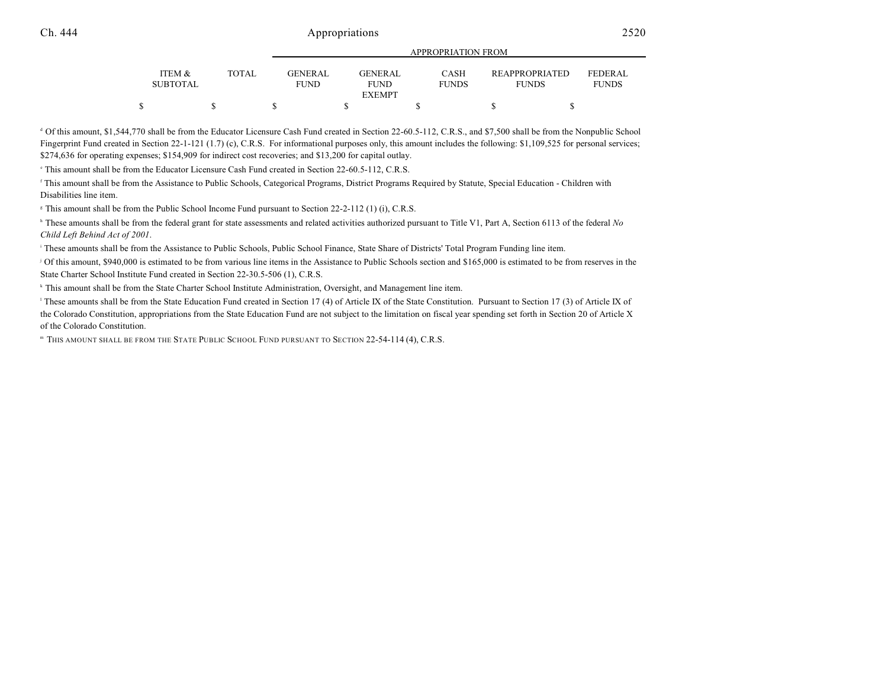| ITEM & SUBTOTAL | TOTAL | GENERAL FUND | GENERAL FUND EXEMPT | CASH FUNDS | REAPPROPRIATED FUNDS | FEDERAL FUNDS |
|---|---|---|---|---|---|---|
| | | APPROPRIATION FROM | | | | |
| $ | $ | $ | $ | $ | $ | $ |

[d] Of this amount, $1,544,770 shall be from the Educator Licensure Cash Fund created in Section 22-60.5-112, C.R.S., and $7,500 shall be from the Nonpublic School Fingerprint Fund created in Section 22-1-121 (1.7) (c), C.R.S. For informational purposes only, this amount includes the following: $1,109,525 for personal services; $274,636 for operating expenses; $154,909 for indirect cost recoveries; and $13,200 for capital outlay.

[e] This amount shall be from the Educator Licensure Cash Fund created in Section 22-60.5-112, C.R.S.

[f] This amount shall be from the Assistance to Public Schools, Categorical Programs, District Programs Required by Statute, Special Education - Children with Disabilities line item.

[g] This amount shall be from the Public School Income Fund pursuant to Section 22-2-112 (1) (i), C.R.S.

[h] These amounts shall be from the federal grant for state assessments and related activities authorized pursuant to Title V1, Part A, Section 6113 of the federal *No Child Left Behind Act of 2001*.

[i] These amounts shall be from the Assistance to Public Schools, Public School Finance, State Share of Districts' Total Program Funding line item.

[j] Of this amount, $940,000 is estimated to be from various line items in the Assistance to Public Schools section and $165,000 is estimated to be from reserves in the State Charter School Institute Fund created in Section 22-30.5-506 (1), C.R.S.

[k] This amount shall be from the State Charter School Institute Administration, Oversight, and Management line item.

[l] These amounts shall be from the State Education Fund created in Section 17 (4) of Article IX of the State Constitution. Pursuant to Section 17 (3) of Article IX of the Colorado Constitution, appropriations from the State Education Fund are not subject to the limitation on fiscal year spending set forth in Section 20 of Article X of the Colorado Constitution.

[m] THIS AMOUNT SHALL BE FROM THE STATE PUBLIC SCHOOL FUND PURSUANT TO SECTION 22-54-114 (4), C.R.S.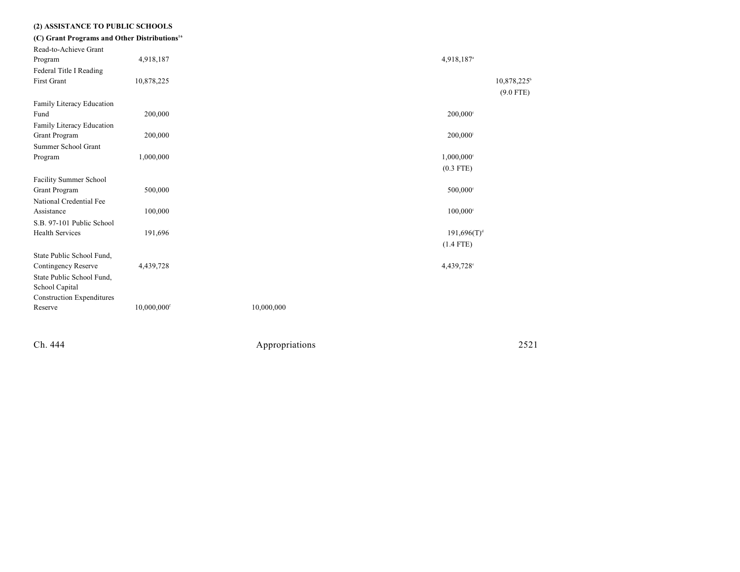**(2) ASSISTANCE TO PUBLIC SCHOOLS**

**(C) Grant Programs and Other Distributions**[16]

| | Total | General Fund | | Cash Funds | Federal Funds |
|---|---|---|---|---|---|
| Read-to-Achieve Grant Program | 4,918,187 | | | 4,918,187[a] | |
| Federal Title I Reading First Grant | 10,878,225 | | | | 10,878,225[b] (9.0 FTE) |
| Family Literacy Education Fund | 200,000 | | | 200,000[c] | |
| Family Literacy Education Grant Program | 200,000 | | | 200,000[i] | |
| Summer School Grant Program | 1,000,000 | | | 1,000,000[c] (0.3 FTE) | |
| Facility Summer School Grant Program | 500,000 | | | 500,000[c] | |
| National Credential Fee Assistance | 100,000 | | | 100,000[c] | |
| S.B. 97-101 Public School Health Services | 191,696 | | | 191,696(T)[d] (1.4 FTE) | |
| State Public School Fund, Contingency Reserve | 4,439,728 | | | 4,439,728[e] | |
| State Public School Fund, School Capital Construction Expenditures Reserve | 10,000,000[f] | 10,000,000 | | | |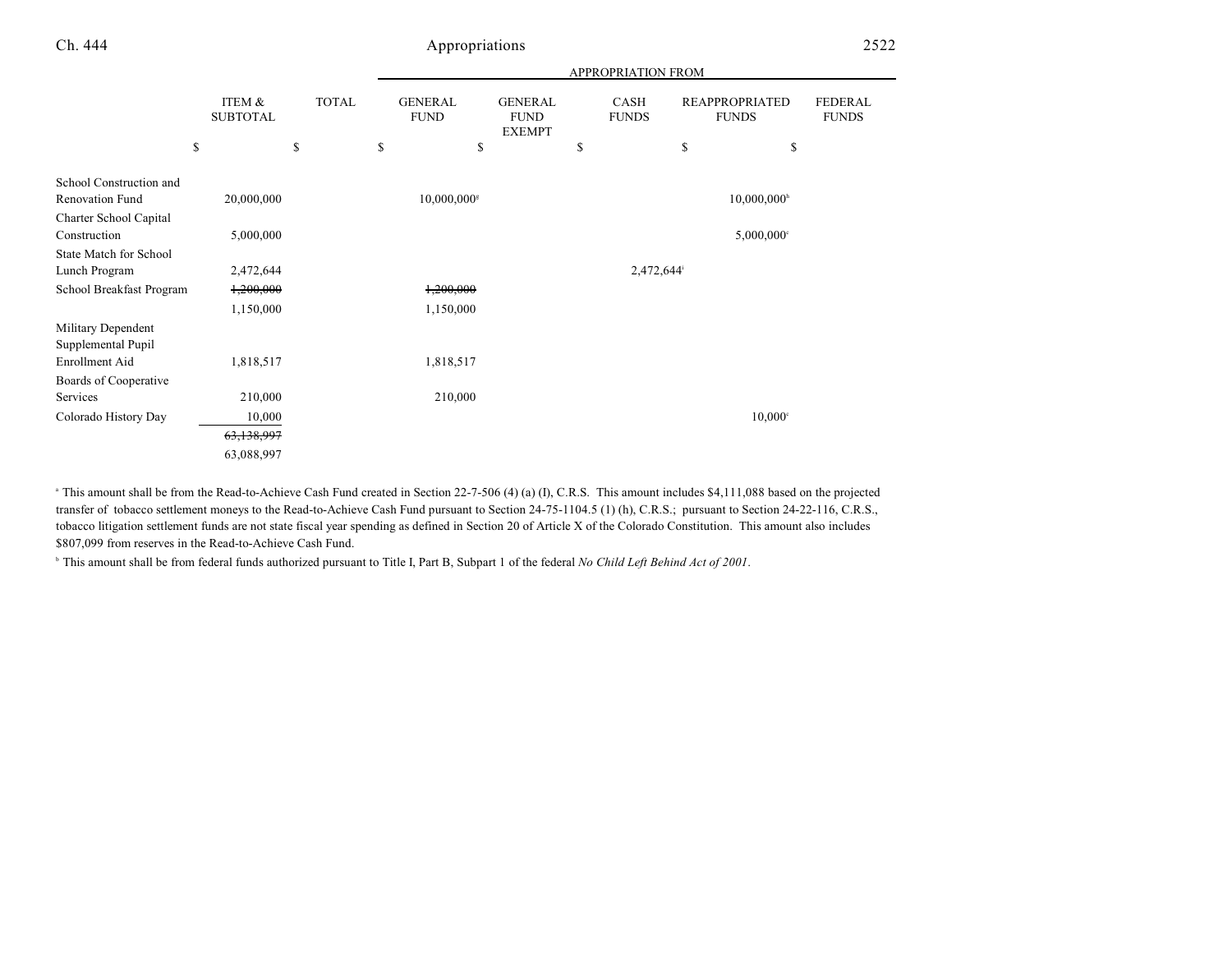| | ITEM & SUBTOTAL | TOTAL | APPROPRIATION FROM GENERAL FUND | GENERAL FUND EXEMPT | CASH FUNDS | REAPPROPRIATED FUNDS | FEDERAL FUNDS |
|---|---|---|---|---|---|---|---|
| | $ | $ | $ | $ | $ | $ | $ |
| School Construction and Renovation Fund | 20,000,000 | | 10,000,000[g] | | | 10,000,000[h] | |
| Charter School Capital Construction | 5,000,000 | | | | | 5,000,000[c] | |
| State Match for School Lunch Program | 2,472,644 | | | | 2,472,644[i] | | |
| School Breakfast Program | ~~1,200,000~~ | | ~~1,200,000~~ | | | | |
| | 1,150,000 | | 1,150,000 | | | | |
| Military Dependent Supplemental Pupil Enrollment Aid | 1,818,517 | | 1,818,517 | | | | |
| Boards of Cooperative Services | 210,000 | | 210,000 | | | | |
| Colorado History Day | 10,000 | | | | | 10,000[c] | |
| | ~~63,138,997~~ | | | | | | |
| | 63,088,997 | | | | | | |

[a] This amount shall be from the Read-to-Achieve Cash Fund created in Section 22-7-506 (4) (a) (I), C.R.S. This amount includes $4,111,088 based on the projected transfer of tobacco settlement moneys to the Read-to-Achieve Cash Fund pursuant to Section 24-75-1104.5 (1) (h), C.R.S.; pursuant to Section 24-22-116, C.R.S., tobacco litigation settlement funds are not state fiscal year spending as defined in Section 20 of Article X of the Colorado Constitution. This amount also includes $807,099 from reserves in the Read-to-Achieve Cash Fund.

[b] This amount shall be from federal funds authorized pursuant to Title I, Part B, Subpart 1 of the federal *No Child Left Behind Act of 2001*.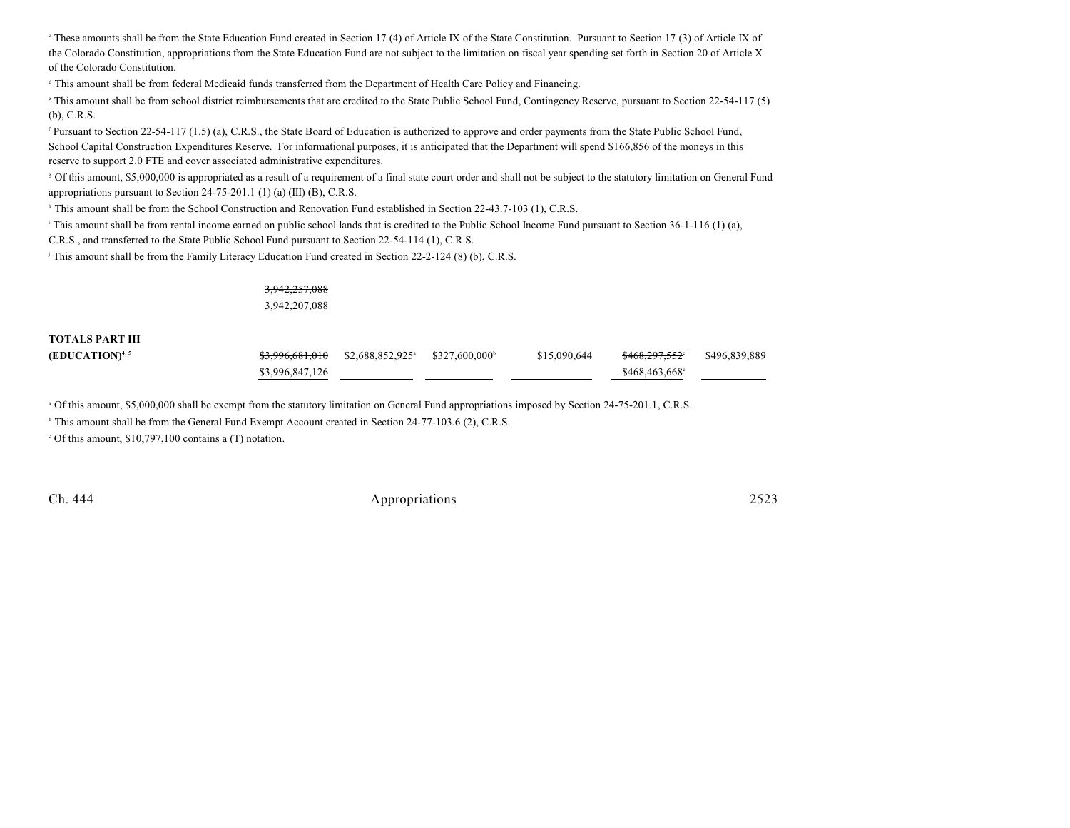[c] These amounts shall be from the State Education Fund created in Section 17 (4) of Article IX of the State Constitution. Pursuant to Section 17 (3) of Article IX of the Colorado Constitution, appropriations from the State Education Fund are not subject to the limitation on fiscal year spending set forth in Section 20 of Article X of the Colorado Constitution.

[d] This amount shall be from federal Medicaid funds transferred from the Department of Health Care Policy and Financing.

[e] This amount shall be from school district reimbursements that are credited to the State Public School Fund, Contingency Reserve, pursuant to Section 22-54-117 (5) (b), C.R.S.

[f] Pursuant to Section 22-54-117 (1.5) (a), C.R.S., the State Board of Education is authorized to approve and order payments from the State Public School Fund, School Capital Construction Expenditures Reserve. For informational purposes, it is anticipated that the Department will spend $166,856 of the moneys in this reserve to support 2.0 FTE and cover associated administrative expenditures.

[g] Of this amount, $5,000,000 is appropriated as a result of a requirement of a final state court order and shall not be subject to the statutory limitation on General Fund appropriations pursuant to Section 24-75-201.1 (1) (a) (III) (B), C.R.S.

[h] This amount shall be from the School Construction and Renovation Fund established in Section 22-43.7-103 (1), C.R.S.

[i] This amount shall be from rental income earned on public school lands that is credited to the Public School Income Fund pursuant to Section 36-1-116 (1) (a), C.R.S., and transferred to the State Public School Fund pursuant to Section 22-54-114 (1), C.R.S.

[j] This amount shall be from the Family Literacy Education Fund created in Section 22-2-124 (8) (b), C.R.S.

| | | | | | | |
|---|---|---|---|---|---|---|
| | ~~3,942,257,088~~<br>3,942,207,088 | | | | | |
| **TOTALS PART III (EDUCATION)**[4, 5] | ~~$3,996,681,010~~<br>$3,996,847,126 | $2,688,852,925[a] | $327,600,000[b] | $15,090,644 | ~~$468,297,552~~[c]<br>$468,463,668[c] | $496,839,889 |

[a] Of this amount, $5,000,000 shall be exempt from the statutory limitation on General Fund appropriations imposed by Section 24-75-201.1, C.R.S.

[b] This amount shall be from the General Fund Exempt Account created in Section 24-77-103.6 (2), C.R.S.

[c] Of this amount, $10,797,100 contains a (T) notation.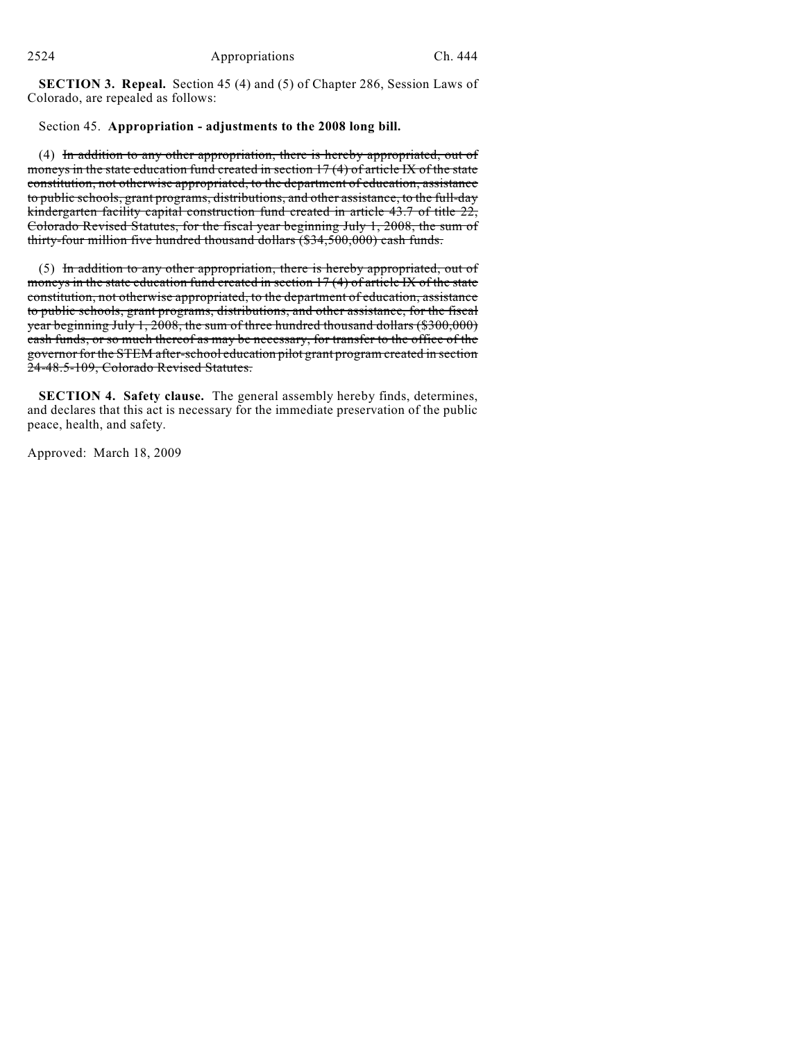**SECTION 3. Repeal.** Section 45 (4) and (5) of Chapter 286, Session Laws of Colorado, are repealed as follows:

Section 45. **Appropriation - adjustments to the 2008 long bill.**

(4) ~~In addition to any other appropriation, there is hereby appropriated, out of moneys in the state education fund created in section 17 (4) of article IX of the state constitution, not otherwise appropriated, to the department of education, assistance to public schools, grant programs, distributions, and other assistance, to the full-day kindergarten facility capital construction fund created in article 43.7 of title 22, Colorado Revised Statutes, for the fiscal year beginning July 1, 2008, the sum of thirty-four million five hundred thousand dollars ($34,500,000) cash funds.~~

(5) ~~In addition to any other appropriation, there is hereby appropriated, out of moneys in the state education fund created in section 17 (4) of article IX of the state constitution, not otherwise appropriated, to the department of education, assistance to public schools, grant programs, distributions, and other assistance, for the fiscal year beginning July 1, 2008, the sum of three hundred thousand dollars ($300,000) cash funds, or so much thereof as may be necessary, for transfer to the office of the governor for the STEM after-school education pilot grant program created in section 24-48.5-109, Colorado Revised Statutes.~~

**SECTION 4. Safety clause.** The general assembly hereby finds, determines, and declares that this act is necessary for the immediate preservation of the public peace, health, and safety.

Approved: March 18, 2009